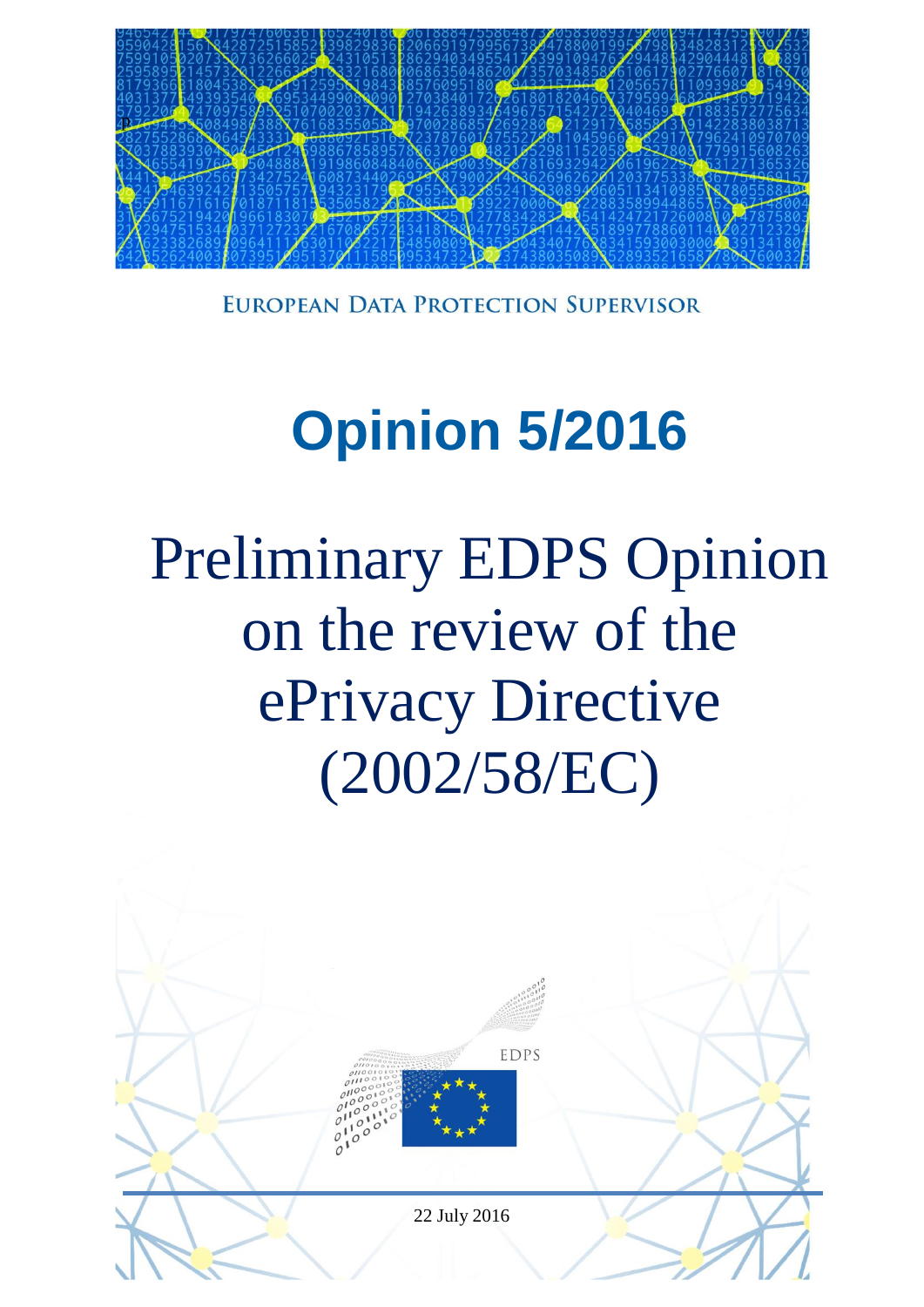EUROPEAN DATA PROTECTION SUPERVISOR

# Opinion 5/2016

# Preliminary EDPS Opinion on the review of the ePrivacy Directive (2002/58/EC)

EDPS

22 July 2016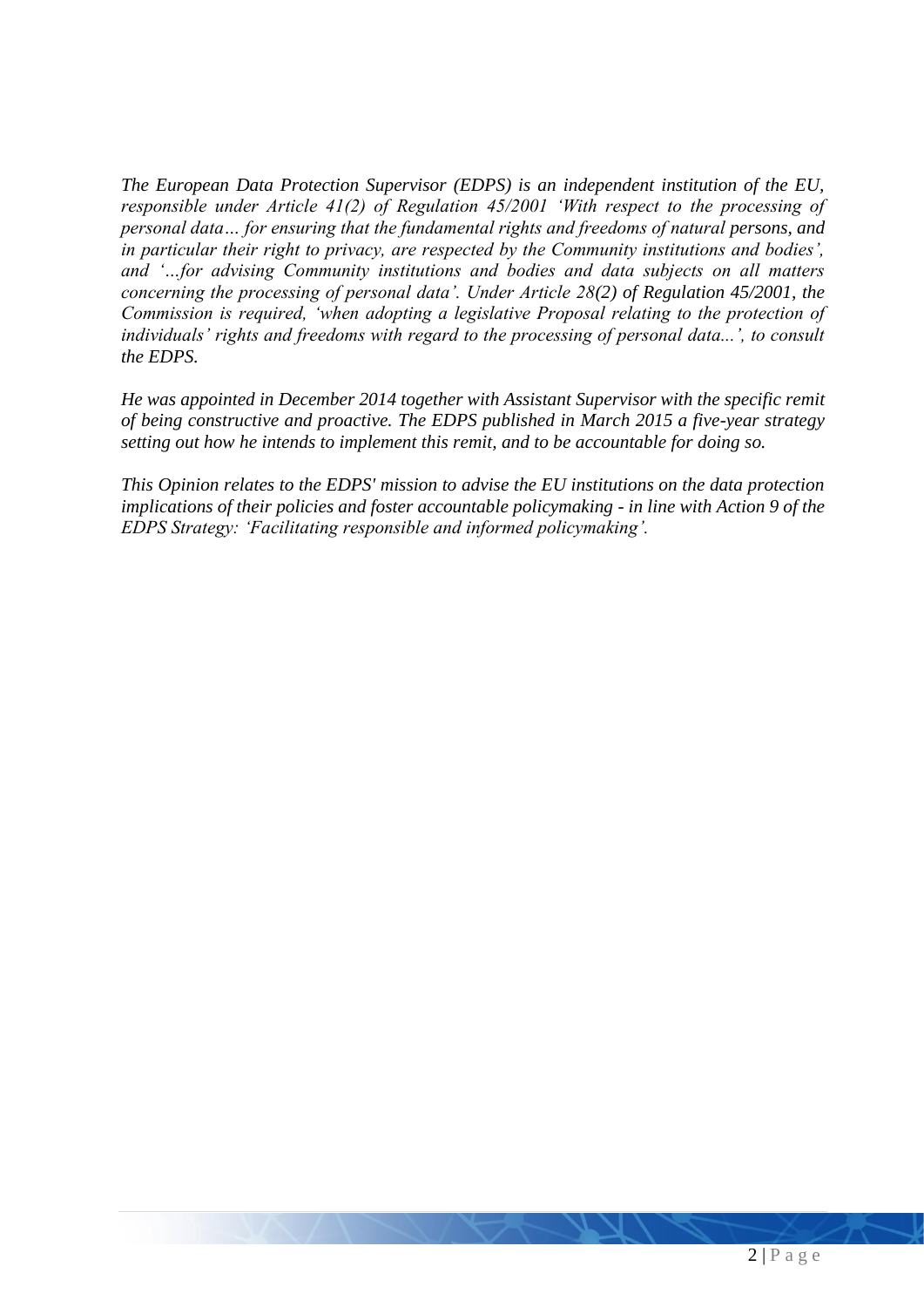*The European Data Protection Supervisor (EDPS) is an independent institution of the EU, responsible under Article 41(2) of Regulation 45/2001 'With respect to the processing of personal data… for ensuring that the fundamental rights and freedoms of natural persons, and in particular their right to privacy, are respected by the Community institutions and bodies', and '…for advising Community institutions and bodies and data subjects on all matters concerning the processing of personal data'. Under Article 28(2) of Regulation 45/2001, the Commission is required, 'when adopting a legislative Proposal relating to the protection of individuals' rights and freedoms with regard to the processing of personal data...', to consult the EDPS.*

*He was appointed in December 2014 together with Assistant Supervisor with the specific remit of being constructive and proactive. The EDPS published in March 2015 a five-year strategy setting out how he intends to implement this remit, and to be accountable for doing so.*

*This Opinion relates to the EDPS' mission to advise the EU institutions on the data protection implications of their policies and foster accountable policymaking - in line with Action 9 of the EDPS Strategy: 'Facilitating responsible and informed policymaking'.*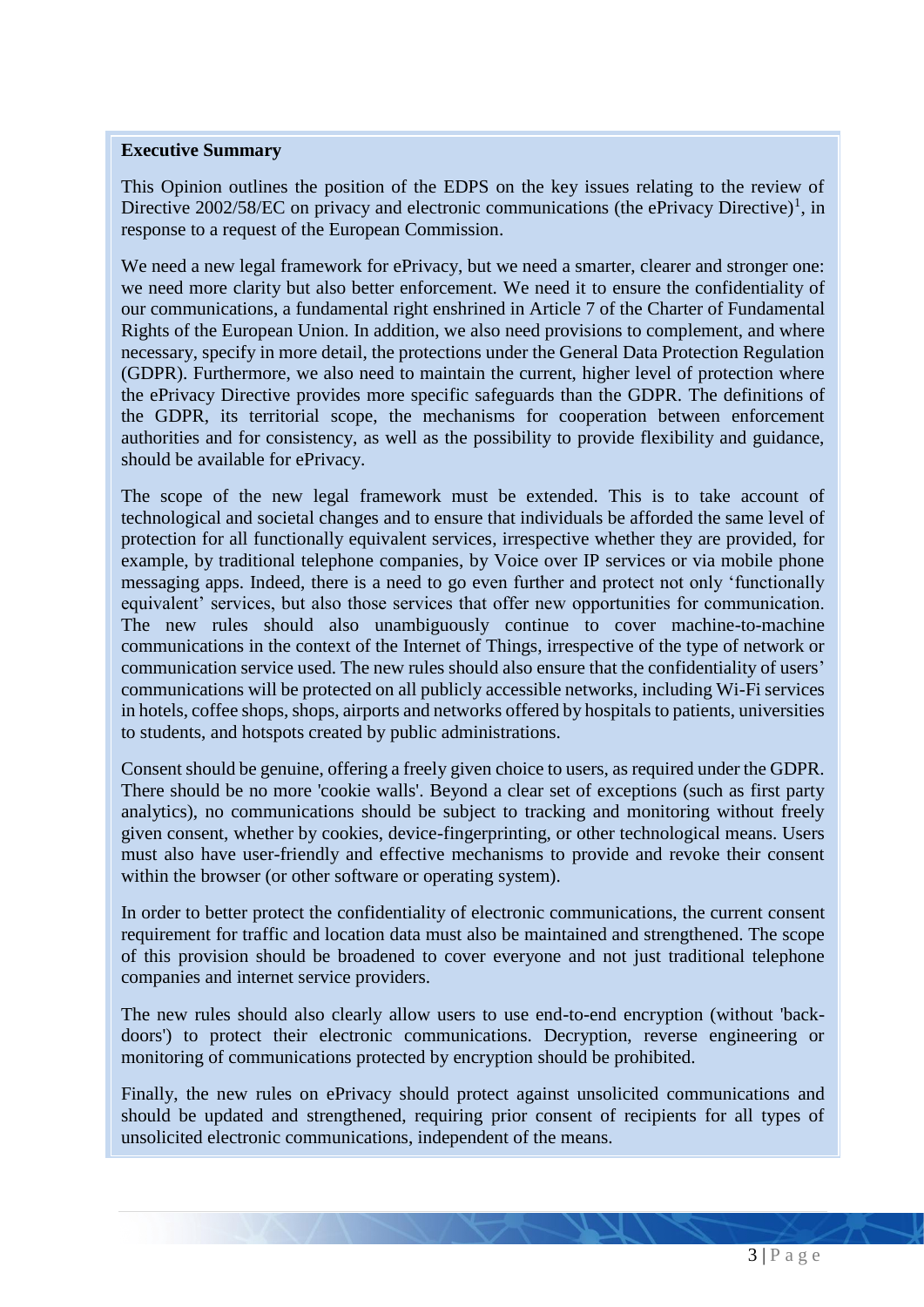**Executive Summary**

This Opinion outlines the position of the EDPS on the key issues relating to the review of Directive 2002/58/EC on privacy and electronic communications (the ePrivacy Directive)[1], in response to a request of the European Commission.

We need a new legal framework for ePrivacy, but we need a smarter, clearer and stronger one: we need more clarity but also better enforcement. We need it to ensure the confidentiality of our communications, a fundamental right enshrined in Article 7 of the Charter of Fundamental Rights of the European Union. In addition, we also need provisions to complement, and where necessary, specify in more detail, the protections under the General Data Protection Regulation (GDPR). Furthermore, we also need to maintain the current, higher level of protection where the ePrivacy Directive provides more specific safeguards than the GDPR. The definitions of the GDPR, its territorial scope, the mechanisms for cooperation between enforcement authorities and for consistency, as well as the possibility to provide flexibility and guidance, should be available for ePrivacy.

The scope of the new legal framework must be extended. This is to take account of technological and societal changes and to ensure that individuals be afforded the same level of protection for all functionally equivalent services, irrespective whether they are provided, for example, by traditional telephone companies, by Voice over IP services or via mobile phone messaging apps. Indeed, there is a need to go even further and protect not only 'functionally equivalent' services, but also those services that offer new opportunities for communication. The new rules should also unambiguously continue to cover machine-to-machine communications in the context of the Internet of Things, irrespective of the type of network or communication service used. The new rules should also ensure that the confidentiality of users' communications will be protected on all publicly accessible networks, including Wi-Fi services in hotels, coffee shops, shops, airports and networks offered by hospitals to patients, universities to students, and hotspots created by public administrations.

Consent should be genuine, offering a freely given choice to users, as required under the GDPR. There should be no more 'cookie walls'. Beyond a clear set of exceptions (such as first party analytics), no communications should be subject to tracking and monitoring without freely given consent, whether by cookies, device-fingerprinting, or other technological means. Users must also have user-friendly and effective mechanisms to provide and revoke their consent within the browser (or other software or operating system).

In order to better protect the confidentiality of electronic communications, the current consent requirement for traffic and location data must also be maintained and strengthened. The scope of this provision should be broadened to cover everyone and not just traditional telephone companies and internet service providers.

The new rules should also clearly allow users to use end-to-end encryption (without 'back-doors') to protect their electronic communications. Decryption, reverse engineering or monitoring of communications protected by encryption should be prohibited.

Finally, the new rules on ePrivacy should protect against unsolicited communications and should be updated and strengthened, requiring prior consent of recipients for all types of unsolicited electronic communications, independent of the means.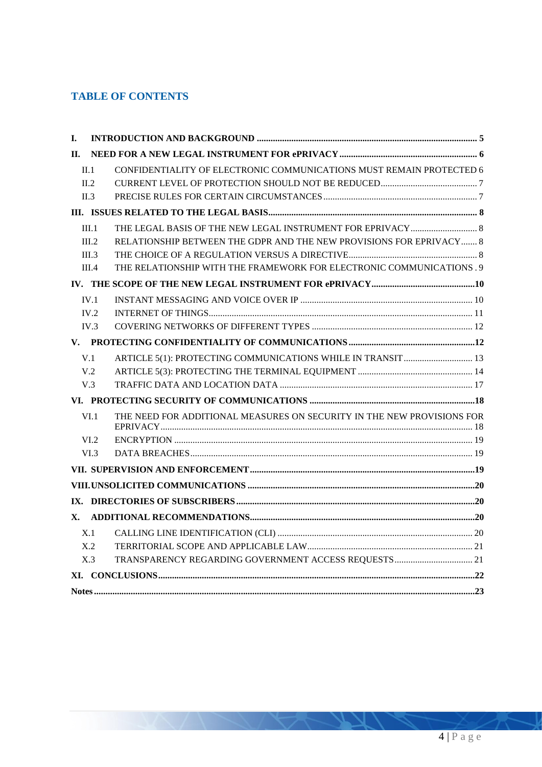## TABLE OF CONTENTS

- **I. INTRODUCTION AND BACKGROUND** ..... 5
- **II. NEED FOR A NEW LEGAL INSTRUMENT FOR ePRIVACY** ..... 6
  - II.1 CONFIDENTIALITY OF ELECTRONIC COMMUNICATIONS MUST REMAIN PROTECTED ..... 6
  - II.2 CURRENT LEVEL OF PROTECTION SHOULD NOT BE REDUCED ..... 7
  - II.3 PRECISE RULES FOR CERTAIN CIRCUMSTANCES ..... 7
- **III. ISSUES RELATED TO THE LEGAL BASIS** ..... 8
  - III.1 THE LEGAL BASIS OF THE NEW LEGAL INSTRUMENT FOR EPRIVACY ..... 8
  - III.2 RELATIONSHIP BETWEEN THE GDPR AND THE NEW PROVISIONS FOR EPRIVACY ..... 8
  - III.3 THE CHOICE OF A REGULATION VERSUS A DIRECTIVE ..... 8
  - III.4 THE RELATIONSHIP WITH THE FRAMEWORK FOR ELECTRONIC COMMUNICATIONS ..... 9
- **IV. THE SCOPE OF THE NEW LEGAL INSTRUMENT FOR ePRIVACY** ..... 10
  - IV.1 INSTANT MESSAGING AND VOICE OVER IP ..... 10
  - IV.2 INTERNET OF THINGS ..... 11
  - IV.3 COVERING NETWORKS OF DIFFERENT TYPES ..... 12
- **V. PROTECTING CONFIDENTIALITY OF COMMUNICATIONS** ..... 12
  - V.1 ARTICLE 5(1): PROTECTING COMMUNICATIONS WHILE IN TRANSIT ..... 13
  - V.2 ARTICLE 5(3): PROTECTING THE TERMINAL EQUIPMENT ..... 14
  - V.3 TRAFFIC DATA AND LOCATION DATA ..... 17
- **VI. PROTECTING SECURITY OF COMMUNICATIONS** ..... 18
  - VI.1 THE NEED FOR ADDITIONAL MEASURES ON SECURITY IN THE NEW PROVISIONS FOR EPRIVACY ..... 18
  - VI.2 ENCRYPTION ..... 19
  - VI.3 DATA BREACHES ..... 19
- **VII. SUPERVISION AND ENFORCEMENT** ..... 19
- **VIII. UNSOLICITED COMMUNICATIONS** ..... 20
- **IX. DIRECTORIES OF SUBSCRIBERS** ..... 20
- **X. ADDITIONAL RECOMMENDATIONS** ..... 20
  - X.1 CALLING LINE IDENTIFICATION (CLI) ..... 20
  - X.2 TERRITORIAL SCOPE AND APPLICABLE LAW ..... 21
  - X.3 TRANSPARENCY REGARDING GOVERNMENT ACCESS REQUESTS ..... 21
- **XI. CONCLUSIONS** ..... 22
- **Notes** ..... 23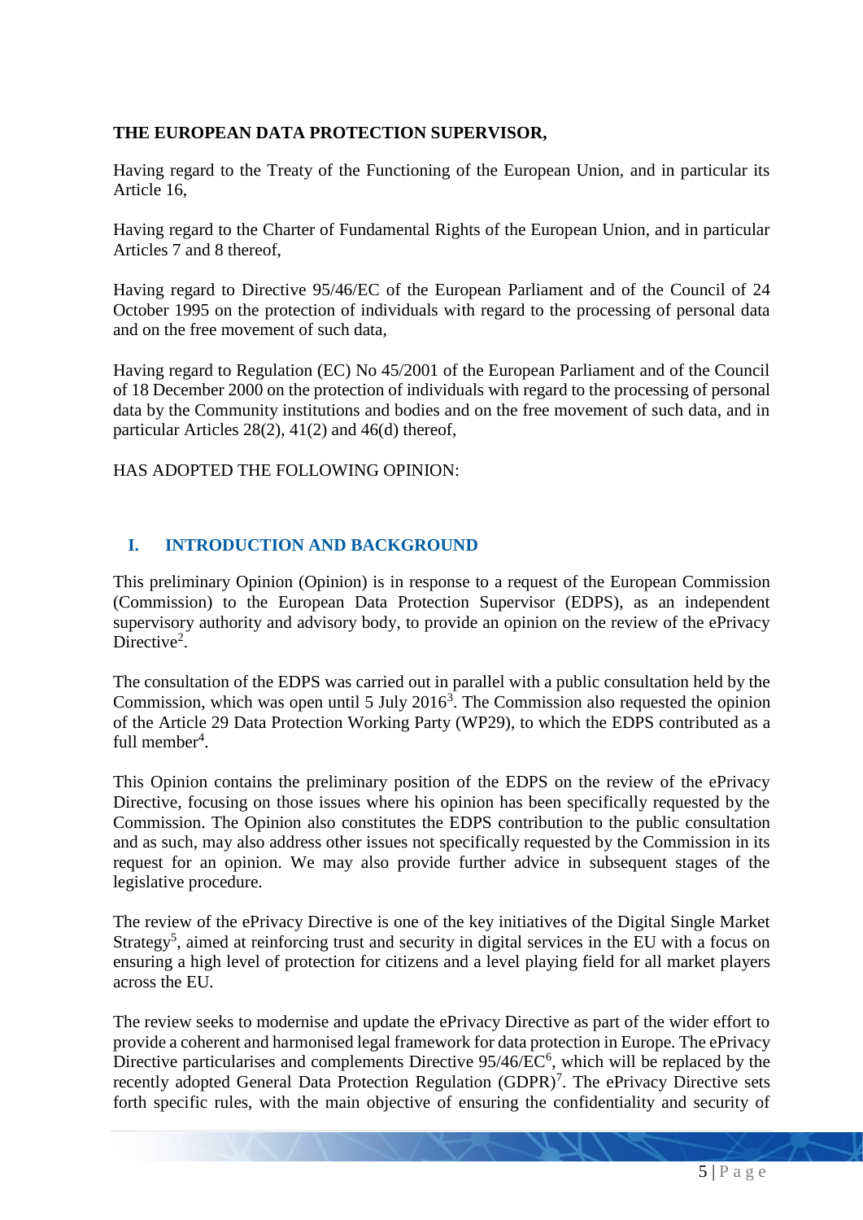**THE EUROPEAN DATA PROTECTION SUPERVISOR,**

Having regard to the Treaty of the Functioning of the European Union, and in particular its Article 16,

Having regard to the Charter of Fundamental Rights of the European Union, and in particular Articles 7 and 8 thereof,

Having regard to Directive 95/46/EC of the European Parliament and of the Council of 24 October 1995 on the protection of individuals with regard to the processing of personal data and on the free movement of such data,

Having regard to Regulation (EC) No 45/2001 of the European Parliament and of the Council of 18 December 2000 on the protection of individuals with regard to the processing of personal data by the Community institutions and bodies and on the free movement of such data, and in particular Articles 28(2), 41(2) and 46(d) thereof,

HAS ADOPTED THE FOLLOWING OPINION:

## I. INTRODUCTION AND BACKGROUND

This preliminary Opinion (Opinion) is in response to a request of the European Commission (Commission) to the European Data Protection Supervisor (EDPS), as an independent supervisory authority and advisory body, to provide an opinion on the review of the ePrivacy Directive[2].

The consultation of the EDPS was carried out in parallel with a public consultation held by the Commission, which was open until 5 July 2016[3]. The Commission also requested the opinion of the Article 29 Data Protection Working Party (WP29), to which the EDPS contributed as a full member[4].

This Opinion contains the preliminary position of the EDPS on the review of the ePrivacy Directive, focusing on those issues where his opinion has been specifically requested by the Commission. The Opinion also constitutes the EDPS contribution to the public consultation and as such, may also address other issues not specifically requested by the Commission in its request for an opinion. We may also provide further advice in subsequent stages of the legislative procedure.

The review of the ePrivacy Directive is one of the key initiatives of the Digital Single Market Strategy[5], aimed at reinforcing trust and security in digital services in the EU with a focus on ensuring a high level of protection for citizens and a level playing field for all market players across the EU.

The review seeks to modernise and update the ePrivacy Directive as part of the wider effort to provide a coherent and harmonised legal framework for data protection in Europe. The ePrivacy Directive particularises and complements Directive 95/46/EC[6], which will be replaced by the recently adopted General Data Protection Regulation (GDPR)[7]. The ePrivacy Directive sets forth specific rules, with the main objective of ensuring the confidentiality and security of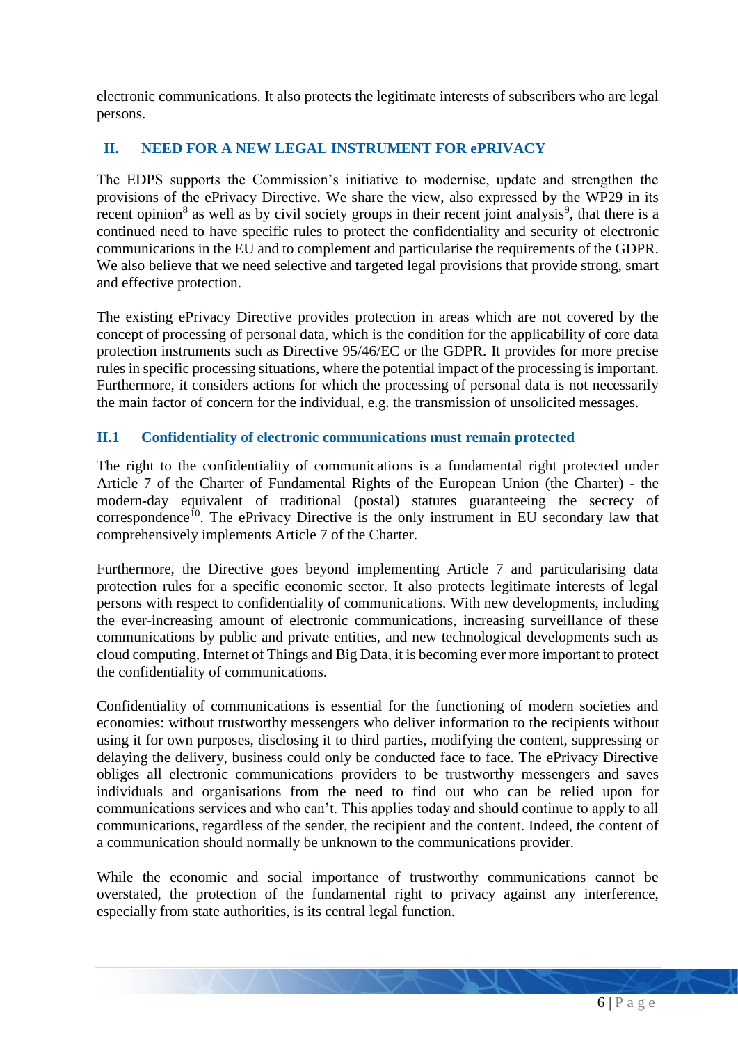electronic communications. It also protects the legitimate interests of subscribers who are legal persons.

## II. NEED FOR A NEW LEGAL INSTRUMENT FOR ePRIVACY

The EDPS supports the Commission's initiative to modernise, update and strengthen the provisions of the ePrivacy Directive. We share the view, also expressed by the WP29 in its recent opinion[8] as well as by civil society groups in their recent joint analysis[9], that there is a continued need to have specific rules to protect the confidentiality and security of electronic communications in the EU and to complement and particularise the requirements of the GDPR. We also believe that we need selective and targeted legal provisions that provide strong, smart and effective protection.

The existing ePrivacy Directive provides protection in areas which are not covered by the concept of processing of personal data, which is the condition for the applicability of core data protection instruments such as Directive 95/46/EC or the GDPR. It provides for more precise rules in specific processing situations, where the potential impact of the processing is important. Furthermore, it considers actions for which the processing of personal data is not necessarily the main factor of concern for the individual, e.g. the transmission of unsolicited messages.

### II.1 Confidentiality of electronic communications must remain protected

The right to the confidentiality of communications is a fundamental right protected under Article 7 of the Charter of Fundamental Rights of the European Union (the Charter) - the modern-day equivalent of traditional (postal) statutes guaranteeing the secrecy of correspondence[10]. The ePrivacy Directive is the only instrument in EU secondary law that comprehensively implements Article 7 of the Charter.

Furthermore, the Directive goes beyond implementing Article 7 and particularising data protection rules for a specific economic sector. It also protects legitimate interests of legal persons with respect to confidentiality of communications. With new developments, including the ever-increasing amount of electronic communications, increasing surveillance of these communications by public and private entities, and new technological developments such as cloud computing, Internet of Things and Big Data, it is becoming ever more important to protect the confidentiality of communications.

Confidentiality of communications is essential for the functioning of modern societies and economies: without trustworthy messengers who deliver information to the recipients without using it for own purposes, disclosing it to third parties, modifying the content, suppressing or delaying the delivery, business could only be conducted face to face. The ePrivacy Directive obliges all electronic communications providers to be trustworthy messengers and saves individuals and organisations from the need to find out who can be relied upon for communications services and who can't. This applies today and should continue to apply to all communications, regardless of the sender, the recipient and the content. Indeed, the content of a communication should normally be unknown to the communications provider.

While the economic and social importance of trustworthy communications cannot be overstated, the protection of the fundamental right to privacy against any interference, especially from state authorities, is its central legal function.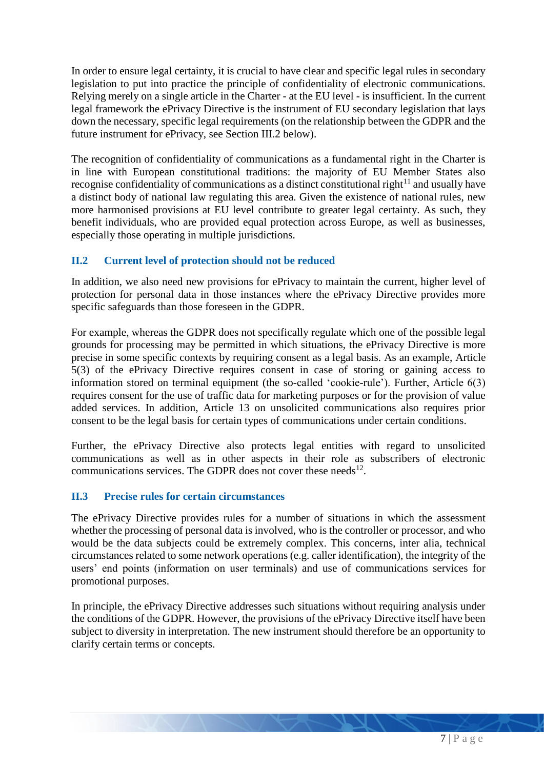In order to ensure legal certainty, it is crucial to have clear and specific legal rules in secondary legislation to put into practice the principle of confidentiality of electronic communications. Relying merely on a single article in the Charter - at the EU level - is insufficient. In the current legal framework the ePrivacy Directive is the instrument of EU secondary legislation that lays down the necessary, specific legal requirements (on the relationship between the GDPR and the future instrument for ePrivacy, see Section III.2 below).

The recognition of confidentiality of communications as a fundamental right in the Charter is in line with European constitutional traditions: the majority of EU Member States also recognise confidentiality of communications as a distinct constitutional right[11] and usually have a distinct body of national law regulating this area. Given the existence of national rules, new more harmonised provisions at EU level contribute to greater legal certainty. As such, they benefit individuals, who are provided equal protection across Europe, as well as businesses, especially those operating in multiple jurisdictions.

### II.2 Current level of protection should not be reduced

In addition, we also need new provisions for ePrivacy to maintain the current, higher level of protection for personal data in those instances where the ePrivacy Directive provides more specific safeguards than those foreseen in the GDPR.

For example, whereas the GDPR does not specifically regulate which one of the possible legal grounds for processing may be permitted in which situations, the ePrivacy Directive is more precise in some specific contexts by requiring consent as a legal basis. As an example, Article 5(3) of the ePrivacy Directive requires consent in case of storing or gaining access to information stored on terminal equipment (the so-called 'cookie-rule'). Further, Article 6(3) requires consent for the use of traffic data for marketing purposes or for the provision of value added services. In addition, Article 13 on unsolicited communications also requires prior consent to be the legal basis for certain types of communications under certain conditions.

Further, the ePrivacy Directive also protects legal entities with regard to unsolicited communications as well as in other aspects in their role as subscribers of electronic communications services. The GDPR does not cover these needs[12].

### II.3 Precise rules for certain circumstances

The ePrivacy Directive provides rules for a number of situations in which the assessment whether the processing of personal data is involved, who is the controller or processor, and who would be the data subjects could be extremely complex. This concerns, inter alia, technical circumstances related to some network operations (e.g. caller identification), the integrity of the users' end points (information on user terminals) and use of communications services for promotional purposes.

In principle, the ePrivacy Directive addresses such situations without requiring analysis under the conditions of the GDPR. However, the provisions of the ePrivacy Directive itself have been subject to diversity in interpretation. The new instrument should therefore be an opportunity to clarify certain terms or concepts.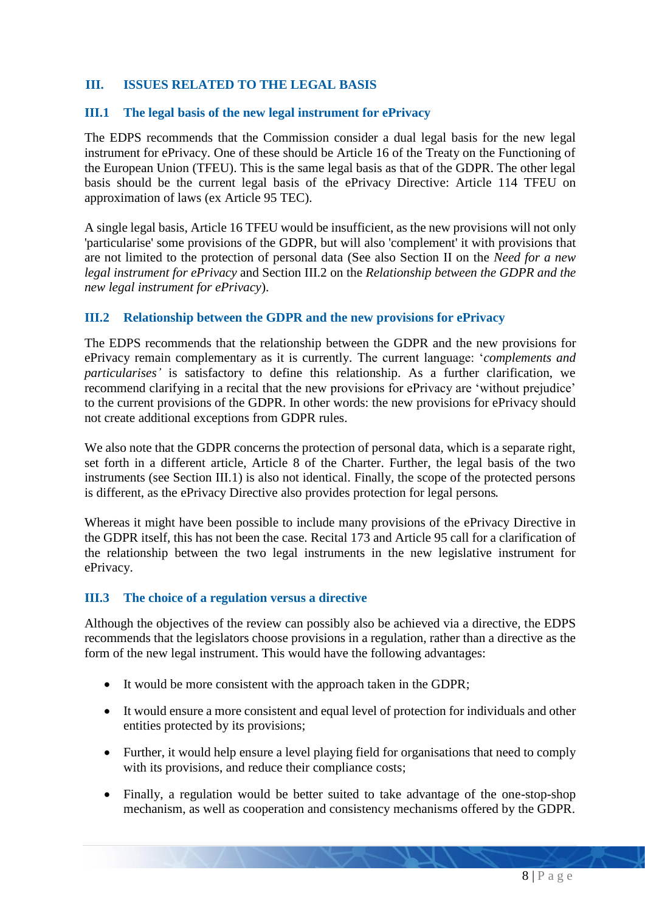## III. ISSUES RELATED TO THE LEGAL BASIS

### III.1 The legal basis of the new legal instrument for ePrivacy

The EDPS recommends that the Commission consider a dual legal basis for the new legal instrument for ePrivacy. One of these should be Article 16 of the Treaty on the Functioning of the European Union (TFEU). This is the same legal basis as that of the GDPR. The other legal basis should be the current legal basis of the ePrivacy Directive: Article 114 TFEU on approximation of laws (ex Article 95 TEC).

A single legal basis, Article 16 TFEU would be insufficient, as the new provisions will not only 'particularise' some provisions of the GDPR, but will also 'complement' it with provisions that are not limited to the protection of personal data (See also Section II on the *Need for a new legal instrument for ePrivacy* and Section III.2 on the *Relationship between the GDPR and the new legal instrument for ePrivacy*).

### III.2 Relationship between the GDPR and the new provisions for ePrivacy

The EDPS recommends that the relationship between the GDPR and the new provisions for ePrivacy remain complementary as it is currently. The current language: '*complements and particularises'* is satisfactory to define this relationship. As a further clarification, we recommend clarifying in a recital that the new provisions for ePrivacy are 'without prejudice' to the current provisions of the GDPR. In other words: the new provisions for ePrivacy should not create additional exceptions from GDPR rules.

We also note that the GDPR concerns the protection of personal data, which is a separate right, set forth in a different article, Article 8 of the Charter. Further, the legal basis of the two instruments (see Section III.1) is also not identical. Finally, the scope of the protected persons is different, as the ePrivacy Directive also provides protection for legal persons.

Whereas it might have been possible to include many provisions of the ePrivacy Directive in the GDPR itself, this has not been the case. Recital 173 and Article 95 call for a clarification of the relationship between the two legal instruments in the new legislative instrument for ePrivacy.

### III.3 The choice of a regulation versus a directive

Although the objectives of the review can possibly also be achieved via a directive, the EDPS recommends that the legislators choose provisions in a regulation, rather than a directive as the form of the new legal instrument. This would have the following advantages:

- It would be more consistent with the approach taken in the GDPR;
- It would ensure a more consistent and equal level of protection for individuals and other entities protected by its provisions;
- Further, it would help ensure a level playing field for organisations that need to comply with its provisions, and reduce their compliance costs;
- Finally, a regulation would be better suited to take advantage of the one-stop-shop mechanism, as well as cooperation and consistency mechanisms offered by the GDPR.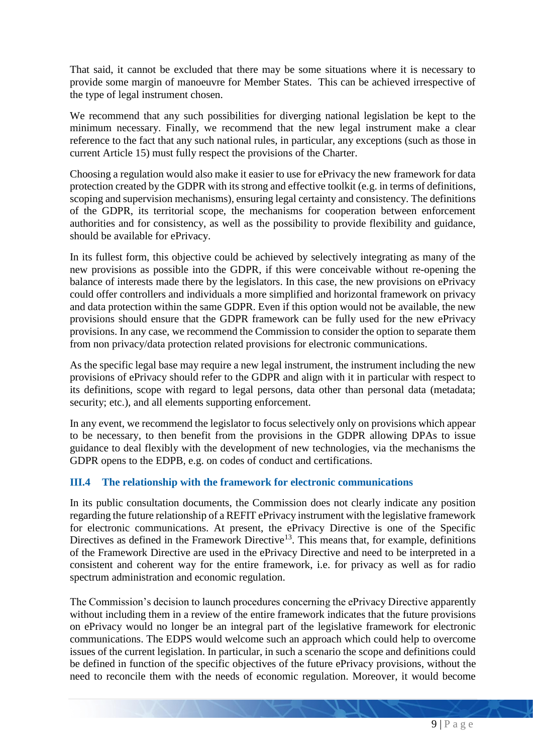That said, it cannot be excluded that there may be some situations where it is necessary to provide some margin of manoeuvre for Member States. This can be achieved irrespective of the type of legal instrument chosen.

We recommend that any such possibilities for diverging national legislation be kept to the minimum necessary. Finally, we recommend that the new legal instrument make a clear reference to the fact that any such national rules, in particular, any exceptions (such as those in current Article 15) must fully respect the provisions of the Charter.

Choosing a regulation would also make it easier to use for ePrivacy the new framework for data protection created by the GDPR with its strong and effective toolkit (e.g. in terms of definitions, scoping and supervision mechanisms), ensuring legal certainty and consistency. The definitions of the GDPR, its territorial scope, the mechanisms for cooperation between enforcement authorities and for consistency, as well as the possibility to provide flexibility and guidance, should be available for ePrivacy.

In its fullest form, this objective could be achieved by selectively integrating as many of the new provisions as possible into the GDPR, if this were conceivable without re-opening the balance of interests made there by the legislators. In this case, the new provisions on ePrivacy could offer controllers and individuals a more simplified and horizontal framework on privacy and data protection within the same GDPR. Even if this option would not be available, the new provisions should ensure that the GDPR framework can be fully used for the new ePrivacy provisions. In any case, we recommend the Commission to consider the option to separate them from non privacy/data protection related provisions for electronic communications.

As the specific legal base may require a new legal instrument, the instrument including the new provisions of ePrivacy should refer to the GDPR and align with it in particular with respect to its definitions, scope with regard to legal persons, data other than personal data (metadata; security; etc.), and all elements supporting enforcement.

In any event, we recommend the legislator to focus selectively only on provisions which appear to be necessary, to then benefit from the provisions in the GDPR allowing DPAs to issue guidance to deal flexibly with the development of new technologies, via the mechanisms the GDPR opens to the EDPB, e.g. on codes of conduct and certifications.

### III.4 The relationship with the framework for electronic communications

In its public consultation documents, the Commission does not clearly indicate any position regarding the future relationship of a REFIT ePrivacy instrument with the legislative framework for electronic communications. At present, the ePrivacy Directive is one of the Specific Directives as defined in the Framework Directive[13]. This means that, for example, definitions of the Framework Directive are used in the ePrivacy Directive and need to be interpreted in a consistent and coherent way for the entire framework, i.e. for privacy as well as for radio spectrum administration and economic regulation.

The Commission's decision to launch procedures concerning the ePrivacy Directive apparently without including them in a review of the entire framework indicates that the future provisions on ePrivacy would no longer be an integral part of the legislative framework for electronic communications. The EDPS would welcome such an approach which could help to overcome issues of the current legislation. In particular, in such a scenario the scope and definitions could be defined in function of the specific objectives of the future ePrivacy provisions, without the need to reconcile them with the needs of economic regulation. Moreover, it would become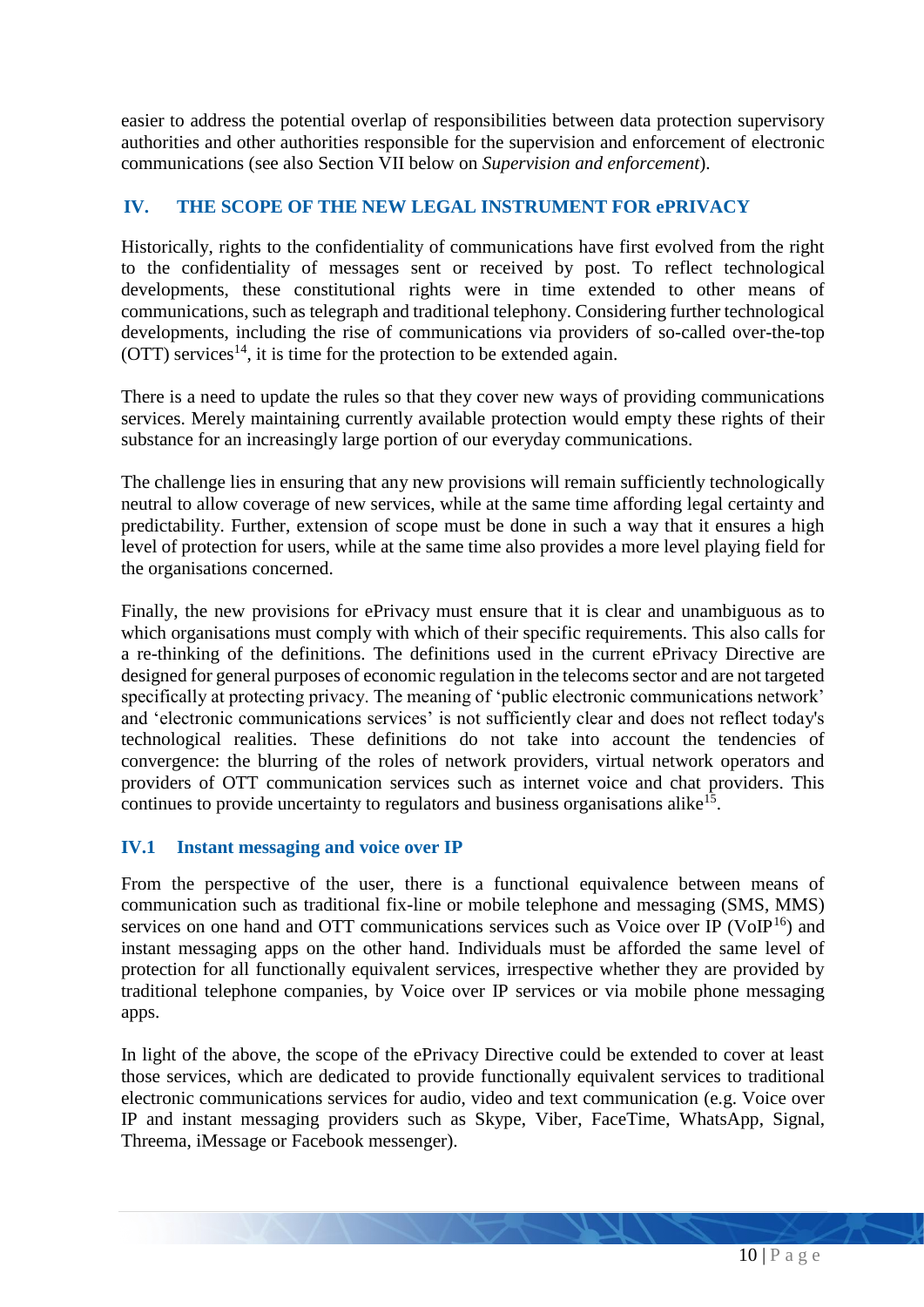easier to address the potential overlap of responsibilities between data protection supervisory authorities and other authorities responsible for the supervision and enforcement of electronic communications (see also Section VII below on *Supervision and enforcement*).

## IV. THE SCOPE OF THE NEW LEGAL INSTRUMENT FOR ePRIVACY

Historically, rights to the confidentiality of communications have first evolved from the right to the confidentiality of messages sent or received by post. To reflect technological developments, these constitutional rights were in time extended to other means of communications, such as telegraph and traditional telephony. Considering further technological developments, including the rise of communications via providers of so-called over-the-top (OTT) services[14], it is time for the protection to be extended again.

There is a need to update the rules so that they cover new ways of providing communications services. Merely maintaining currently available protection would empty these rights of their substance for an increasingly large portion of our everyday communications.

The challenge lies in ensuring that any new provisions will remain sufficiently technologically neutral to allow coverage of new services, while at the same time affording legal certainty and predictability. Further, extension of scope must be done in such a way that it ensures a high level of protection for users, while at the same time also provides a more level playing field for the organisations concerned.

Finally, the new provisions for ePrivacy must ensure that it is clear and unambiguous as to which organisations must comply with which of their specific requirements. This also calls for a re-thinking of the definitions. The definitions used in the current ePrivacy Directive are designed for general purposes of economic regulation in the telecoms sector and are not targeted specifically at protecting privacy. The meaning of 'public electronic communications network' and 'electronic communications services' is not sufficiently clear and does not reflect today's technological realities. These definitions do not take into account the tendencies of convergence: the blurring of the roles of network providers, virtual network operators and providers of OTT communication services such as internet voice and chat providers. This continues to provide uncertainty to regulators and business organisations alike[15].

### IV.1 Instant messaging and voice over IP

From the perspective of the user, there is a functional equivalence between means of communication such as traditional fix-line or mobile telephone and messaging (SMS, MMS) services on one hand and OTT communications services such as Voice over IP (VoIP[16]) and instant messaging apps on the other hand. Individuals must be afforded the same level of protection for all functionally equivalent services, irrespective whether they are provided by traditional telephone companies, by Voice over IP services or via mobile phone messaging apps.

In light of the above, the scope of the ePrivacy Directive could be extended to cover at least those services, which are dedicated to provide functionally equivalent services to traditional electronic communications services for audio, video and text communication (e.g. Voice over IP and instant messaging providers such as Skype, Viber, FaceTime, WhatsApp, Signal, Threema, iMessage or Facebook messenger).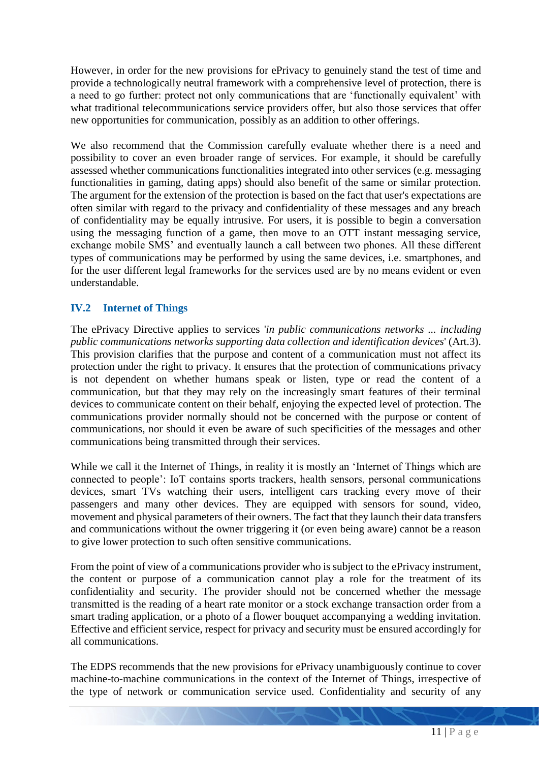However, in order for the new provisions for ePrivacy to genuinely stand the test of time and provide a technologically neutral framework with a comprehensive level of protection, there is a need to go further: protect not only communications that are 'functionally equivalent' with what traditional telecommunications service providers offer, but also those services that offer new opportunities for communication, possibly as an addition to other offerings.

We also recommend that the Commission carefully evaluate whether there is a need and possibility to cover an even broader range of services. For example, it should be carefully assessed whether communications functionalities integrated into other services (e.g. messaging functionalities in gaming, dating apps) should also benefit of the same or similar protection. The argument for the extension of the protection is based on the fact that user's expectations are often similar with regard to the privacy and confidentiality of these messages and any breach of confidentiality may be equally intrusive. For users, it is possible to begin a conversation using the messaging function of a game, then move to an OTT instant messaging service, exchange mobile SMS' and eventually launch a call between two phones. All these different types of communications may be performed by using the same devices, i.e. smartphones, and for the user different legal frameworks for the services used are by no means evident or even understandable.

## IV.2 Internet of Things

The ePrivacy Directive applies to services '*in public communications networks ... including public communications networks supporting data collection and identification devices*' (Art.3). This provision clarifies that the purpose and content of a communication must not affect its protection under the right to privacy. It ensures that the protection of communications privacy is not dependent on whether humans speak or listen, type or read the content of a communication, but that they may rely on the increasingly smart features of their terminal devices to communicate content on their behalf, enjoying the expected level of protection. The communications provider normally should not be concerned with the purpose or content of communications, nor should it even be aware of such specificities of the messages and other communications being transmitted through their services.

While we call it the Internet of Things, in reality it is mostly an 'Internet of Things which are connected to people': IoT contains sports trackers, health sensors, personal communications devices, smart TVs watching their users, intelligent cars tracking every move of their passengers and many other devices. They are equipped with sensors for sound, video, movement and physical parameters of their owners. The fact that they launch their data transfers and communications without the owner triggering it (or even being aware) cannot be a reason to give lower protection to such often sensitive communications.

From the point of view of a communications provider who is subject to the ePrivacy instrument, the content or purpose of a communication cannot play a role for the treatment of its confidentiality and security. The provider should not be concerned whether the message transmitted is the reading of a heart rate monitor or a stock exchange transaction order from a smart trading application, or a photo of a flower bouquet accompanying a wedding invitation. Effective and efficient service, respect for privacy and security must be ensured accordingly for all communications.

The EDPS recommends that the new provisions for ePrivacy unambiguously continue to cover machine-to-machine communications in the context of the Internet of Things, irrespective of the type of network or communication service used. Confidentiality and security of any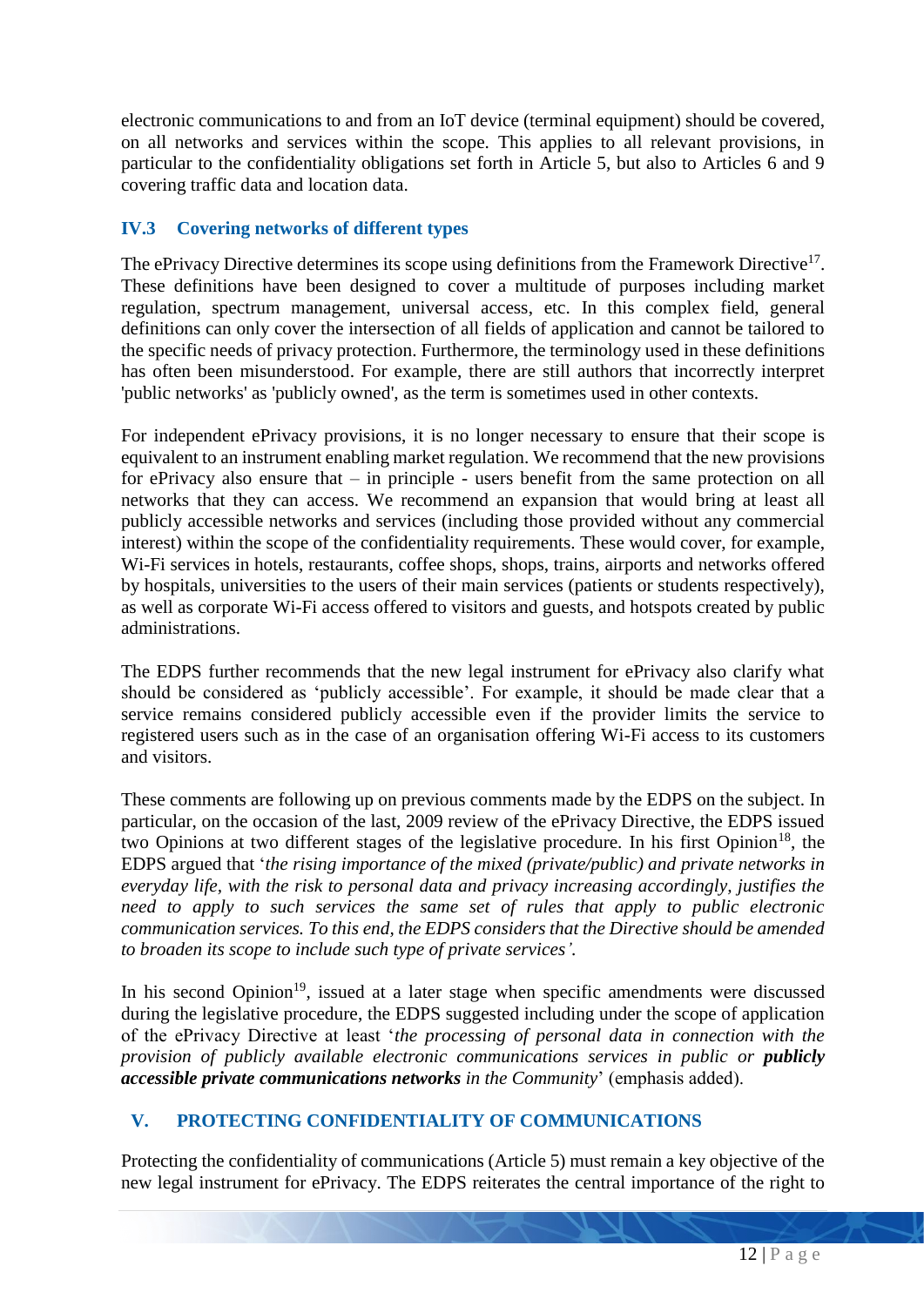electronic communications to and from an IoT device (terminal equipment) should be covered, on all networks and services within the scope. This applies to all relevant provisions, in particular to the confidentiality obligations set forth in Article 5, but also to Articles 6 and 9 covering traffic data and location data.

### IV.3 Covering networks of different types

The ePrivacy Directive determines its scope using definitions from the Framework Directive[17]. These definitions have been designed to cover a multitude of purposes including market regulation, spectrum management, universal access, etc. In this complex field, general definitions can only cover the intersection of all fields of application and cannot be tailored to the specific needs of privacy protection. Furthermore, the terminology used in these definitions has often been misunderstood. For example, there are still authors that incorrectly interpret 'public networks' as 'publicly owned', as the term is sometimes used in other contexts.

For independent ePrivacy provisions, it is no longer necessary to ensure that their scope is equivalent to an instrument enabling market regulation. We recommend that the new provisions for ePrivacy also ensure that – in principle - users benefit from the same protection on all networks that they can access. We recommend an expansion that would bring at least all publicly accessible networks and services (including those provided without any commercial interest) within the scope of the confidentiality requirements. These would cover, for example, Wi-Fi services in hotels, restaurants, coffee shops, shops, trains, airports and networks offered by hospitals, universities to the users of their main services (patients or students respectively), as well as corporate Wi-Fi access offered to visitors and guests, and hotspots created by public administrations.

The EDPS further recommends that the new legal instrument for ePrivacy also clarify what should be considered as 'publicly accessible'. For example, it should be made clear that a service remains considered publicly accessible even if the provider limits the service to registered users such as in the case of an organisation offering Wi-Fi access to its customers and visitors.

These comments are following up on previous comments made by the EDPS on the subject. In particular, on the occasion of the last, 2009 review of the ePrivacy Directive, the EDPS issued two Opinions at two different stages of the legislative procedure. In his first Opinion[18], the EDPS argued that '*the rising importance of the mixed (private/public) and private networks in everyday life, with the risk to personal data and privacy increasing accordingly, justifies the need to apply to such services the same set of rules that apply to public electronic communication services. To this end, the EDPS considers that the Directive should be amended to broaden its scope to include such type of private services'*.

In his second Opinion[19], issued at a later stage when specific amendments were discussed during the legislative procedure, the EDPS suggested including under the scope of application of the ePrivacy Directive at least '*the processing of personal data in connection with the provision of publicly available electronic communications services in public or **publicly accessible private communications networks** in the Community*' (emphasis added).

## V. PROTECTING CONFIDENTIALITY OF COMMUNICATIONS

Protecting the confidentiality of communications (Article 5) must remain a key objective of the new legal instrument for ePrivacy. The EDPS reiterates the central importance of the right to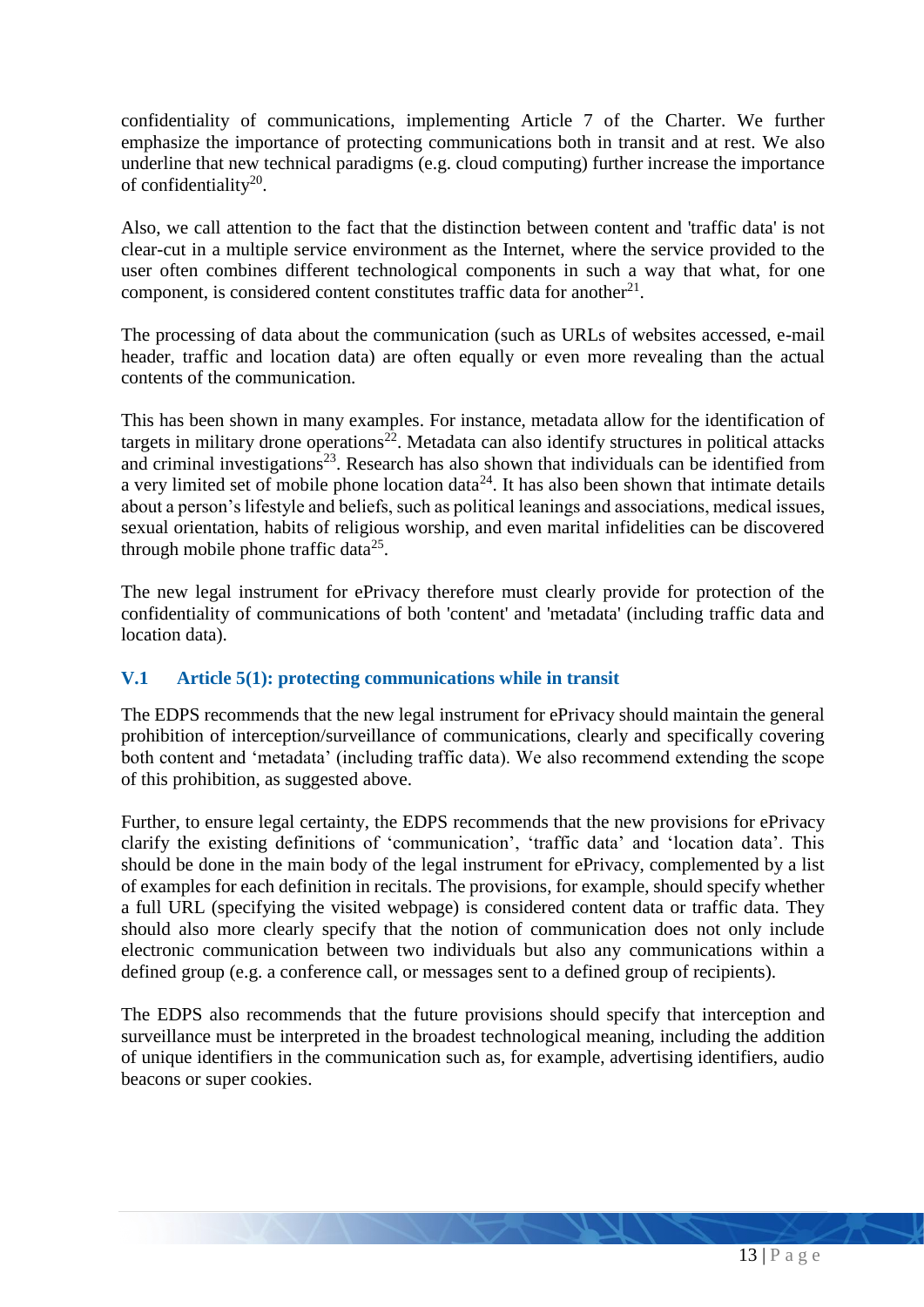confidentiality of communications, implementing Article 7 of the Charter. We further emphasize the importance of protecting communications both in transit and at rest. We also underline that new technical paradigms (e.g. cloud computing) further increase the importance of confidentiality[20].

Also, we call attention to the fact that the distinction between content and 'traffic data' is not clear-cut in a multiple service environment as the Internet, where the service provided to the user often combines different technological components in such a way that what, for one component, is considered content constitutes traffic data for another[21].

The processing of data about the communication (such as URLs of websites accessed, e-mail header, traffic and location data) are often equally or even more revealing than the actual contents of the communication.

This has been shown in many examples. For instance, metadata allow for the identification of targets in military drone operations[22]. Metadata can also identify structures in political attacks and criminal investigations[23]. Research has also shown that individuals can be identified from a very limited set of mobile phone location data[24]. It has also been shown that intimate details about a person's lifestyle and beliefs, such as political leanings and associations, medical issues, sexual orientation, habits of religious worship, and even marital infidelities can be discovered through mobile phone traffic data[25].

The new legal instrument for ePrivacy therefore must clearly provide for protection of the confidentiality of communications of both 'content' and 'metadata' (including traffic data and location data).

## V.1 Article 5(1): protecting communications while in transit

The EDPS recommends that the new legal instrument for ePrivacy should maintain the general prohibition of interception/surveillance of communications, clearly and specifically covering both content and 'metadata' (including traffic data). We also recommend extending the scope of this prohibition, as suggested above.

Further, to ensure legal certainty, the EDPS recommends that the new provisions for ePrivacy clarify the existing definitions of 'communication', 'traffic data' and 'location data'. This should be done in the main body of the legal instrument for ePrivacy, complemented by a list of examples for each definition in recitals. The provisions, for example, should specify whether a full URL (specifying the visited webpage) is considered content data or traffic data. They should also more clearly specify that the notion of communication does not only include electronic communication between two individuals but also any communications within a defined group (e.g. a conference call, or messages sent to a defined group of recipients).

The EDPS also recommends that the future provisions should specify that interception and surveillance must be interpreted in the broadest technological meaning, including the addition of unique identifiers in the communication such as, for example, advertising identifiers, audio beacons or super cookies.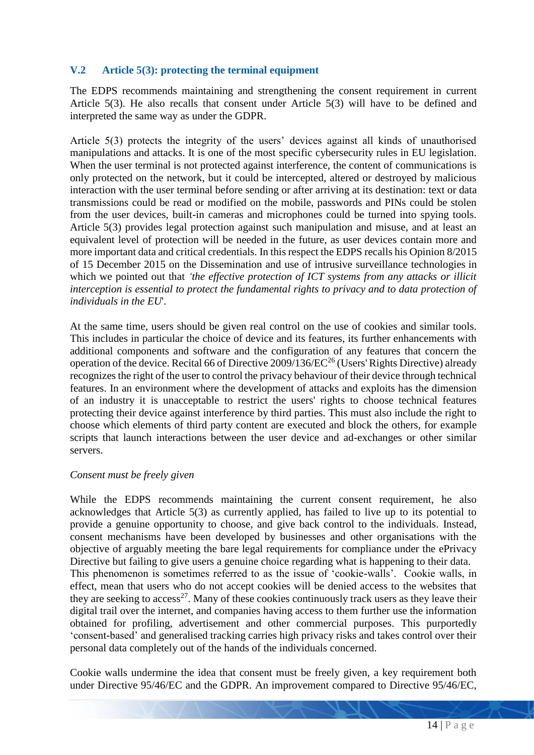## V.2 Article 5(3): protecting the terminal equipment

The EDPS recommends maintaining and strengthening the consent requirement in current Article 5(3). He also recalls that consent under Article 5(3) will have to be defined and interpreted the same way as under the GDPR.

Article 5(3) protects the integrity of the users' devices against all kinds of unauthorised manipulations and attacks. It is one of the most specific cybersecurity rules in EU legislation. When the user terminal is not protected against interference, the content of communications is only protected on the network, but it could be intercepted, altered or destroyed by malicious interaction with the user terminal before sending or after arriving at its destination: text or data transmissions could be read or modified on the mobile, passwords and PINs could be stolen from the user devices, built-in cameras and microphones could be turned into spying tools. Article 5(3) provides legal protection against such manipulation and misuse, and at least an equivalent level of protection will be needed in the future, as user devices contain more and more important data and critical credentials. In this respect the EDPS recalls his Opinion 8/2015 of 15 December 2015 on the Dissemination and use of intrusive surveillance technologies in which we pointed out that *'the effective protection of ICT systems from any attacks or illicit interception is essential to protect the fundamental rights to privacy and to data protection of individuals in the EU*'.

At the same time, users should be given real control on the use of cookies and similar tools. This includes in particular the choice of device and its features, its further enhancements with additional components and software and the configuration of any features that concern the operation of the device. Recital 66 of Directive 2009/136/EC[26] (Users' Rights Directive) already recognizes the right of the user to control the privacy behaviour of their device through technical features. In an environment where the development of attacks and exploits has the dimension of an industry it is unacceptable to restrict the users' rights to choose technical features protecting their device against interference by third parties. This must also include the right to choose which elements of third party content are executed and block the others, for example scripts that launch interactions between the user device and ad-exchanges or other similar servers.

*Consent must be freely given*

While the EDPS recommends maintaining the current consent requirement, he also acknowledges that Article 5(3) as currently applied, has failed to live up to its potential to provide a genuine opportunity to choose, and give back control to the individuals. Instead, consent mechanisms have been developed by businesses and other organisations with the objective of arguably meeting the bare legal requirements for compliance under the ePrivacy Directive but failing to give users a genuine choice regarding what is happening to their data. This phenomenon is sometimes referred to as the issue of 'cookie-walls'. Cookie walls, in effect, mean that users who do not accept cookies will be denied access to the websites that they are seeking to access[27]. Many of these cookies continuously track users as they leave their digital trail over the internet, and companies having access to them further use the information obtained for profiling, advertisement and other commercial purposes. This purportedly 'consent-based' and generalised tracking carries high privacy risks and takes control over their personal data completely out of the hands of the individuals concerned.

Cookie walls undermine the idea that consent must be freely given, a key requirement both under Directive 95/46/EC and the GDPR. An improvement compared to Directive 95/46/EC,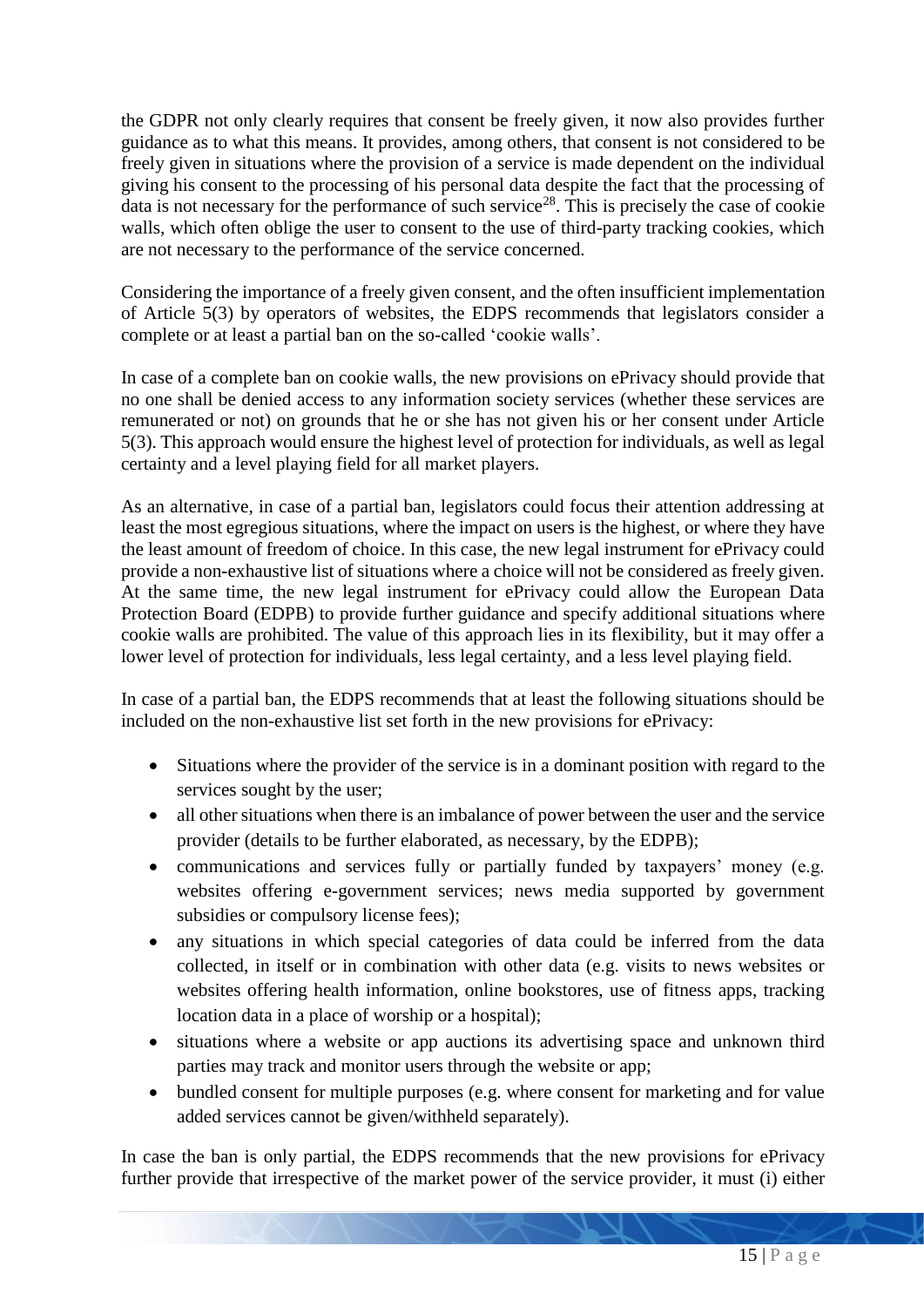the GDPR not only clearly requires that consent be freely given, it now also provides further guidance as to what this means. It provides, among others, that consent is not considered to be freely given in situations where the provision of a service is made dependent on the individual giving his consent to the processing of his personal data despite the fact that the processing of data is not necessary for the performance of such service[28]. This is precisely the case of cookie walls, which often oblige the user to consent to the use of third-party tracking cookies, which are not necessary to the performance of the service concerned.

Considering the importance of a freely given consent, and the often insufficient implementation of Article 5(3) by operators of websites, the EDPS recommends that legislators consider a complete or at least a partial ban on the so-called 'cookie walls'.

In case of a complete ban on cookie walls, the new provisions on ePrivacy should provide that no one shall be denied access to any information society services (whether these services are remunerated or not) on grounds that he or she has not given his or her consent under Article 5(3). This approach would ensure the highest level of protection for individuals, as well as legal certainty and a level playing field for all market players.

As an alternative, in case of a partial ban, legislators could focus their attention addressing at least the most egregious situations, where the impact on users is the highest, or where they have the least amount of freedom of choice. In this case, the new legal instrument for ePrivacy could provide a non-exhaustive list of situations where a choice will not be considered as freely given. At the same time, the new legal instrument for ePrivacy could allow the European Data Protection Board (EDPB) to provide further guidance and specify additional situations where cookie walls are prohibited. The value of this approach lies in its flexibility, but it may offer a lower level of protection for individuals, less legal certainty, and a less level playing field.

In case of a partial ban, the EDPS recommends that at least the following situations should be included on the non-exhaustive list set forth in the new provisions for ePrivacy:

- Situations where the provider of the service is in a dominant position with regard to the services sought by the user;
- all other situations when there is an imbalance of power between the user and the service provider (details to be further elaborated, as necessary, by the EDPB);
- communications and services fully or partially funded by taxpayers' money (e.g. websites offering e-government services; news media supported by government subsidies or compulsory license fees);
- any situations in which special categories of data could be inferred from the data collected, in itself or in combination with other data (e.g. visits to news websites or websites offering health information, online bookstores, use of fitness apps, tracking location data in a place of worship or a hospital);
- situations where a website or app auctions its advertising space and unknown third parties may track and monitor users through the website or app;
- bundled consent for multiple purposes (e.g. where consent for marketing and for value added services cannot be given/withheld separately).

In case the ban is only partial, the EDPS recommends that the new provisions for ePrivacy further provide that irrespective of the market power of the service provider, it must (i) either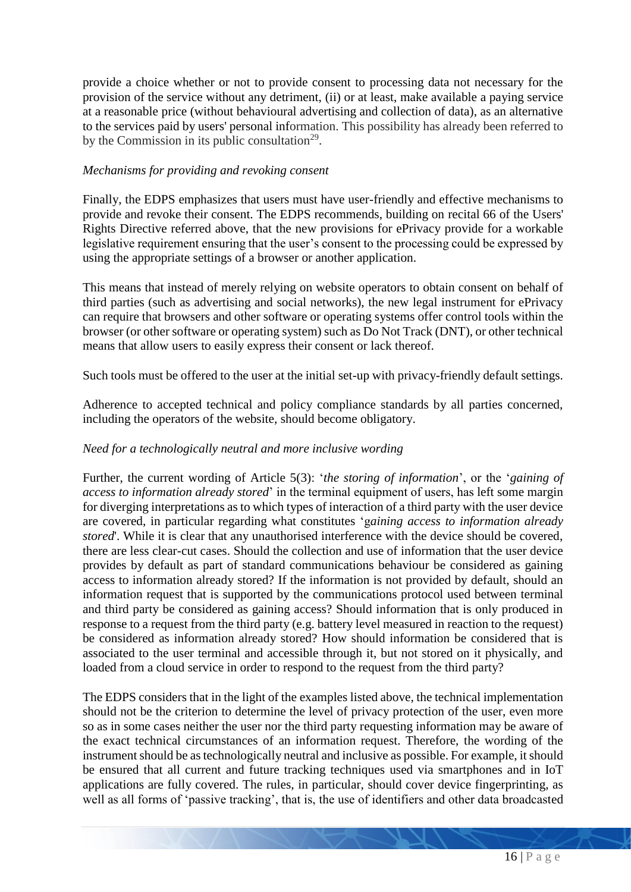provide a choice whether or not to provide consent to processing data not necessary for the provision of the service without any detriment, (ii) or at least, make available a paying service at a reasonable price (without behavioural advertising and collection of data), as an alternative to the services paid by users' personal information. This possibility has already been referred to by the Commission in its public consultation[29].

*Mechanisms for providing and revoking consent*

Finally, the EDPS emphasizes that users must have user-friendly and effective mechanisms to provide and revoke their consent. The EDPS recommends, building on recital 66 of the Users' Rights Directive referred above, that the new provisions for ePrivacy provide for a workable legislative requirement ensuring that the user's consent to the processing could be expressed by using the appropriate settings of a browser or another application.

This means that instead of merely relying on website operators to obtain consent on behalf of third parties (such as advertising and social networks), the new legal instrument for ePrivacy can require that browsers and other software or operating systems offer control tools within the browser (or other software or operating system) such as Do Not Track (DNT), or other technical means that allow users to easily express their consent or lack thereof.

Such tools must be offered to the user at the initial set-up with privacy-friendly default settings.

Adherence to accepted technical and policy compliance standards by all parties concerned, including the operators of the website, should become obligatory.

*Need for a technologically neutral and more inclusive wording*

Further, the current wording of Article 5(3): '*the storing of information*', or the '*gaining of access to information already stored*' in the terminal equipment of users, has left some margin for diverging interpretations as to which types of interaction of a third party with the user device are covered, in particular regarding what constitutes '*gaining access to information already stored*'. While it is clear that any unauthorised interference with the device should be covered, there are less clear-cut cases. Should the collection and use of information that the user device provides by default as part of standard communications behaviour be considered as gaining access to information already stored? If the information is not provided by default, should an information request that is supported by the communications protocol used between terminal and third party be considered as gaining access? Should information that is only produced in response to a request from the third party (e.g. battery level measured in reaction to the request) be considered as information already stored? How should information be considered that is associated to the user terminal and accessible through it, but not stored on it physically, and loaded from a cloud service in order to respond to the request from the third party?

The EDPS considers that in the light of the examples listed above, the technical implementation should not be the criterion to determine the level of privacy protection of the user, even more so as in some cases neither the user nor the third party requesting information may be aware of the exact technical circumstances of an information request. Therefore, the wording of the instrument should be as technologically neutral and inclusive as possible. For example, it should be ensured that all current and future tracking techniques used via smartphones and in IoT applications are fully covered. The rules, in particular, should cover device fingerprinting, as well as all forms of 'passive tracking', that is, the use of identifiers and other data broadcasted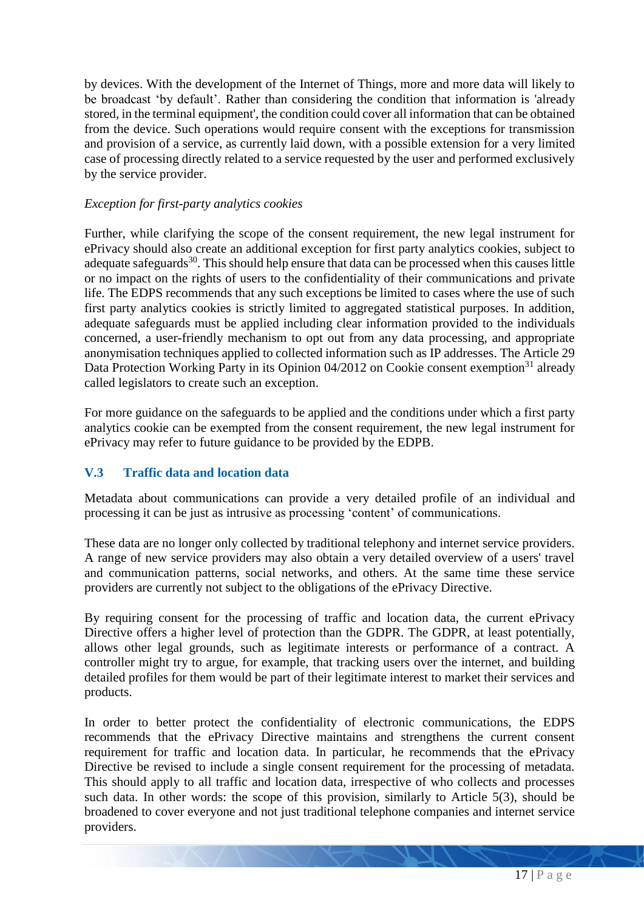by devices. With the development of the Internet of Things, more and more data will likely to be broadcast 'by default'. Rather than considering the condition that information is 'already stored, in the terminal equipment', the condition could cover all information that can be obtained from the device. Such operations would require consent with the exceptions for transmission and provision of a service, as currently laid down, with a possible extension for a very limited case of processing directly related to a service requested by the user and performed exclusively by the service provider.

*Exception for first-party analytics cookies*

Further, while clarifying the scope of the consent requirement, the new legal instrument for ePrivacy should also create an additional exception for first party analytics cookies, subject to adequate safeguards[30]. This should help ensure that data can be processed when this causes little or no impact on the rights of users to the confidentiality of their communications and private life. The EDPS recommends that any such exceptions be limited to cases where the use of such first party analytics cookies is strictly limited to aggregated statistical purposes. In addition, adequate safeguards must be applied including clear information provided to the individuals concerned, a user-friendly mechanism to opt out from any data processing, and appropriate anonymisation techniques applied to collected information such as IP addresses. The Article 29 Data Protection Working Party in its Opinion 04/2012 on Cookie consent exemption[31] already called legislators to create such an exception.

For more guidance on the safeguards to be applied and the conditions under which a first party analytics cookie can be exempted from the consent requirement, the new legal instrument for ePrivacy may refer to future guidance to be provided by the EDPB.

### V.3 Traffic data and location data

Metadata about communications can provide a very detailed profile of an individual and processing it can be just as intrusive as processing 'content' of communications.

These data are no longer only collected by traditional telephony and internet service providers. A range of new service providers may also obtain a very detailed overview of a users' travel and communication patterns, social networks, and others. At the same time these service providers are currently not subject to the obligations of the ePrivacy Directive.

By requiring consent for the processing of traffic and location data, the current ePrivacy Directive offers a higher level of protection than the GDPR. The GDPR, at least potentially, allows other legal grounds, such as legitimate interests or performance of a contract. A controller might try to argue, for example, that tracking users over the internet, and building detailed profiles for them would be part of their legitimate interest to market their services and products.

In order to better protect the confidentiality of electronic communications, the EDPS recommends that the ePrivacy Directive maintains and strengthens the current consent requirement for traffic and location data. In particular, he recommends that the ePrivacy Directive be revised to include a single consent requirement for the processing of metadata. This should apply to all traffic and location data, irrespective of who collects and processes such data. In other words: the scope of this provision, similarly to Article 5(3), should be broadened to cover everyone and not just traditional telephone companies and internet service providers.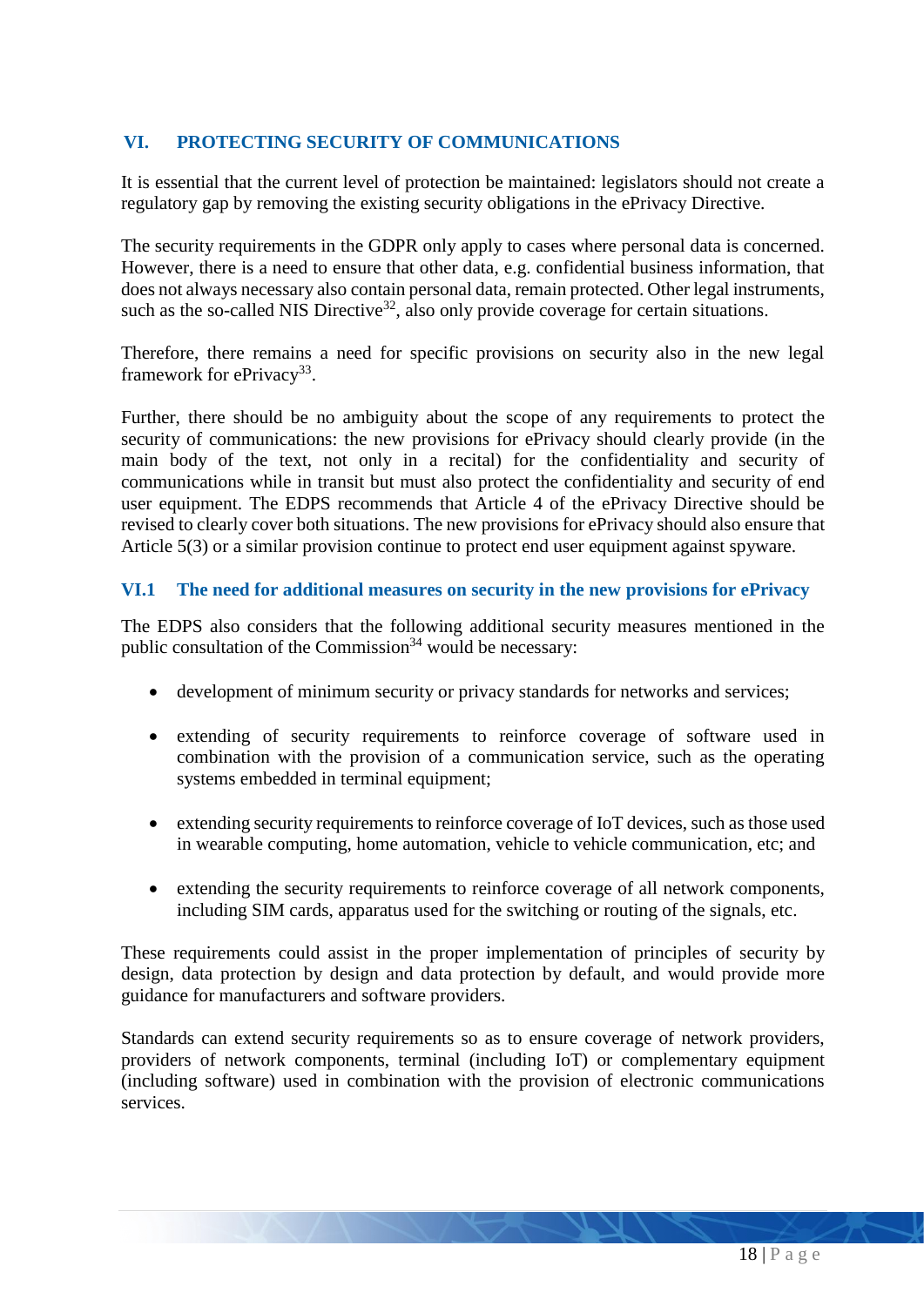## VI. PROTECTING SECURITY OF COMMUNICATIONS

It is essential that the current level of protection be maintained: legislators should not create a regulatory gap by removing the existing security obligations in the ePrivacy Directive.

The security requirements in the GDPR only apply to cases where personal data is concerned. However, there is a need to ensure that other data, e.g. confidential business information, that does not always necessary also contain personal data, remain protected. Other legal instruments, such as the so-called NIS Directive[32], also only provide coverage for certain situations.

Therefore, there remains a need for specific provisions on security also in the new legal framework for ePrivacy[33].

Further, there should be no ambiguity about the scope of any requirements to protect the security of communications: the new provisions for ePrivacy should clearly provide (in the main body of the text, not only in a recital) for the confidentiality and security of communications while in transit but must also protect the confidentiality and security of end user equipment. The EDPS recommends that Article 4 of the ePrivacy Directive should be revised to clearly cover both situations. The new provisions for ePrivacy should also ensure that Article 5(3) or a similar provision continue to protect end user equipment against spyware.

### VI.1 The need for additional measures on security in the new provisions for ePrivacy

The EDPS also considers that the following additional security measures mentioned in the public consultation of the Commission[34] would be necessary:

- development of minimum security or privacy standards for networks and services;
- extending of security requirements to reinforce coverage of software used in combination with the provision of a communication service, such as the operating systems embedded in terminal equipment;
- extending security requirements to reinforce coverage of IoT devices, such as those used in wearable computing, home automation, vehicle to vehicle communication, etc; and
- extending the security requirements to reinforce coverage of all network components, including SIM cards, apparatus used for the switching or routing of the signals, etc.

These requirements could assist in the proper implementation of principles of security by design, data protection by design and data protection by default, and would provide more guidance for manufacturers and software providers.

Standards can extend security requirements so as to ensure coverage of network providers, providers of network components, terminal (including IoT) or complementary equipment (including software) used in combination with the provision of electronic communications services.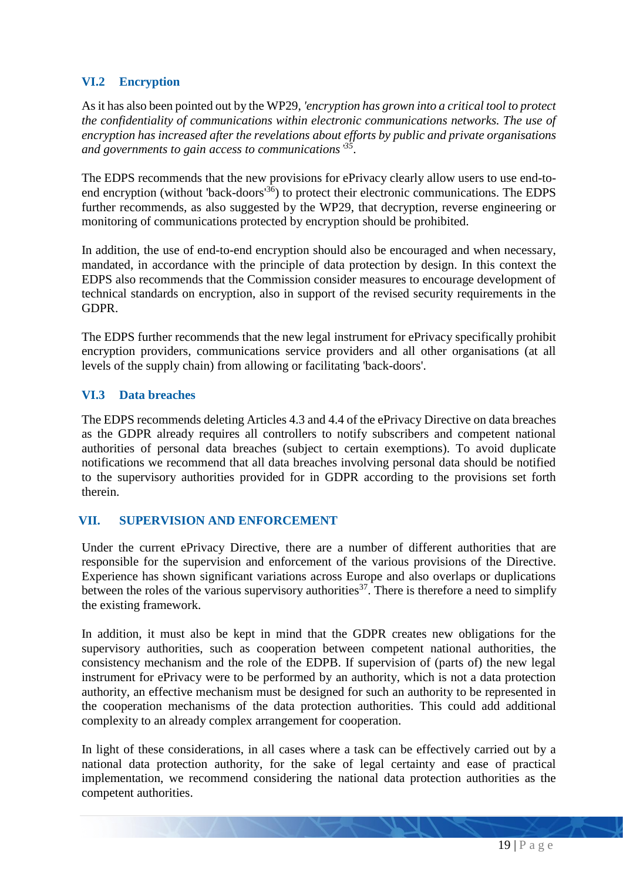### VI.2 Encryption

As it has also been pointed out by the WP29, *'encryption has grown into a critical tool to protect the confidentiality of communications within electronic communications networks. The use of encryption has increased after the revelations about efforts by public and private organisations and governments to gain access to communications'*[35].

The EDPS recommends that the new provisions for ePrivacy clearly allow users to use end-to-end encryption (without 'back-doors'[36]) to protect their electronic communications. The EDPS further recommends, as also suggested by the WP29, that decryption, reverse engineering or monitoring of communications protected by encryption should be prohibited.

In addition, the use of end-to-end encryption should also be encouraged and when necessary, mandated, in accordance with the principle of data protection by design. In this context the EDPS also recommends that the Commission consider measures to encourage development of technical standards on encryption, also in support of the revised security requirements in the GDPR.

The EDPS further recommends that the new legal instrument for ePrivacy specifically prohibit encryption providers, communications service providers and all other organisations (at all levels of the supply chain) from allowing or facilitating 'back-doors'.

### VI.3 Data breaches

The EDPS recommends deleting Articles 4.3 and 4.4 of the ePrivacy Directive on data breaches as the GDPR already requires all controllers to notify subscribers and competent national authorities of personal data breaches (subject to certain exemptions). To avoid duplicate notifications we recommend that all data breaches involving personal data should be notified to the supervisory authorities provided for in GDPR according to the provisions set forth therein.

## VII. SUPERVISION AND ENFORCEMENT

Under the current ePrivacy Directive, there are a number of different authorities that are responsible for the supervision and enforcement of the various provisions of the Directive. Experience has shown significant variations across Europe and also overlaps or duplications between the roles of the various supervisory authorities[37]. There is therefore a need to simplify the existing framework.

In addition, it must also be kept in mind that the GDPR creates new obligations for the supervisory authorities, such as cooperation between competent national authorities, the consistency mechanism and the role of the EDPB. If supervision of (parts of) the new legal instrument for ePrivacy were to be performed by an authority, which is not a data protection authority, an effective mechanism must be designed for such an authority to be represented in the cooperation mechanisms of the data protection authorities. This could add additional complexity to an already complex arrangement for cooperation.

In light of these considerations, in all cases where a task can be effectively carried out by a national data protection authority, for the sake of legal certainty and ease of practical implementation, we recommend considering the national data protection authorities as the competent authorities.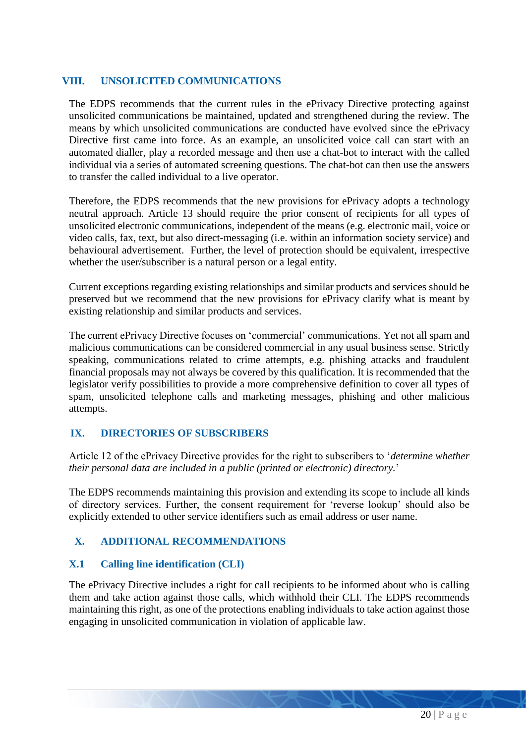## VIII. UNSOLICITED COMMUNICATIONS

The EDPS recommends that the current rules in the ePrivacy Directive protecting against unsolicited communications be maintained, updated and strengthened during the review. The means by which unsolicited communications are conducted have evolved since the ePrivacy Directive first came into force. As an example, an unsolicited voice call can start with an automated dialler, play a recorded message and then use a chat-bot to interact with the called individual via a series of automated screening questions. The chat-bot can then use the answers to transfer the called individual to a live operator.

Therefore, the EDPS recommends that the new provisions for ePrivacy adopts a technology neutral approach. Article 13 should require the prior consent of recipients for all types of unsolicited electronic communications, independent of the means (e.g. electronic mail, voice or video calls, fax, text, but also direct-messaging (i.e. within an information society service) and behavioural advertisement. Further, the level of protection should be equivalent, irrespective whether the user/subscriber is a natural person or a legal entity.

Current exceptions regarding existing relationships and similar products and services should be preserved but we recommend that the new provisions for ePrivacy clarify what is meant by existing relationship and similar products and services.

The current ePrivacy Directive focuses on 'commercial' communications. Yet not all spam and malicious communications can be considered commercial in any usual business sense. Strictly speaking, communications related to crime attempts, e.g. phishing attacks and fraudulent financial proposals may not always be covered by this qualification. It is recommended that the legislator verify possibilities to provide a more comprehensive definition to cover all types of spam, unsolicited telephone calls and marketing messages, phishing and other malicious attempts.

## IX. DIRECTORIES OF SUBSCRIBERS

Article 12 of the ePrivacy Directive provides for the right to subscribers to '*determine whether their personal data are included in a public (printed or electronic) directory.*'

The EDPS recommends maintaining this provision and extending its scope to include all kinds of directory services. Further, the consent requirement for 'reverse lookup' should also be explicitly extended to other service identifiers such as email address or user name.

## X. ADDITIONAL RECOMMENDATIONS

### X.1 Calling line identification (CLI)

The ePrivacy Directive includes a right for call recipients to be informed about who is calling them and take action against those calls, which withhold their CLI. The EDPS recommends maintaining this right, as one of the protections enabling individuals to take action against those engaging in unsolicited communication in violation of applicable law.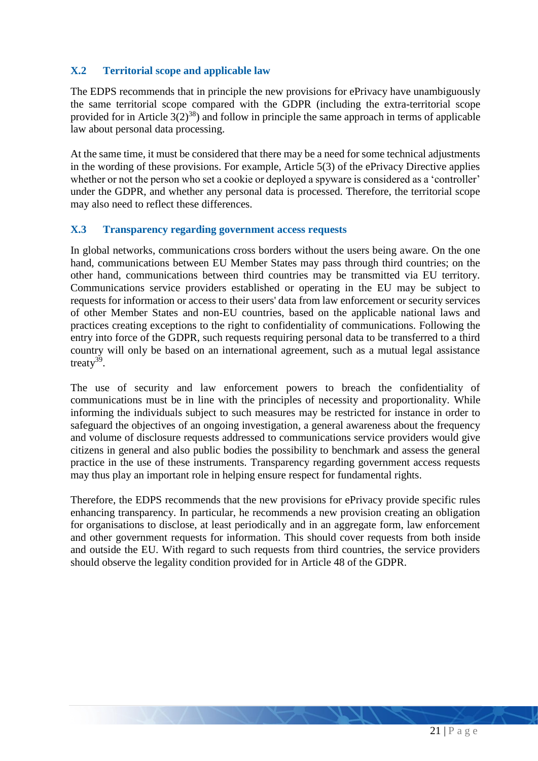### X.2 Territorial scope and applicable law

The EDPS recommends that in principle the new provisions for ePrivacy have unambiguously the same territorial scope compared with the GDPR (including the extra-territorial scope provided for in Article 3(2)[38]) and follow in principle the same approach in terms of applicable law about personal data processing.

At the same time, it must be considered that there may be a need for some technical adjustments in the wording of these provisions. For example, Article 5(3) of the ePrivacy Directive applies whether or not the person who set a cookie or deployed a spyware is considered as a 'controller' under the GDPR, and whether any personal data is processed. Therefore, the territorial scope may also need to reflect these differences.

### X.3 Transparency regarding government access requests

In global networks, communications cross borders without the users being aware. On the one hand, communications between EU Member States may pass through third countries; on the other hand, communications between third countries may be transmitted via EU territory. Communications service providers established or operating in the EU may be subject to requests for information or access to their users' data from law enforcement or security services of other Member States and non-EU countries, based on the applicable national laws and practices creating exceptions to the right to confidentiality of communications. Following the entry into force of the GDPR, such requests requiring personal data to be transferred to a third country will only be based on an international agreement, such as a mutual legal assistance treaty[39].

The use of security and law enforcement powers to breach the confidentiality of communications must be in line with the principles of necessity and proportionality. While informing the individuals subject to such measures may be restricted for instance in order to safeguard the objectives of an ongoing investigation, a general awareness about the frequency and volume of disclosure requests addressed to communications service providers would give citizens in general and also public bodies the possibility to benchmark and assess the general practice in the use of these instruments. Transparency regarding government access requests may thus play an important role in helping ensure respect for fundamental rights.

Therefore, the EDPS recommends that the new provisions for ePrivacy provide specific rules enhancing transparency. In particular, he recommends a new provision creating an obligation for organisations to disclose, at least periodically and in an aggregate form, law enforcement and other government requests for information. This should cover requests from both inside and outside the EU. With regard to such requests from third countries, the service providers should observe the legality condition provided for in Article 48 of the GDPR.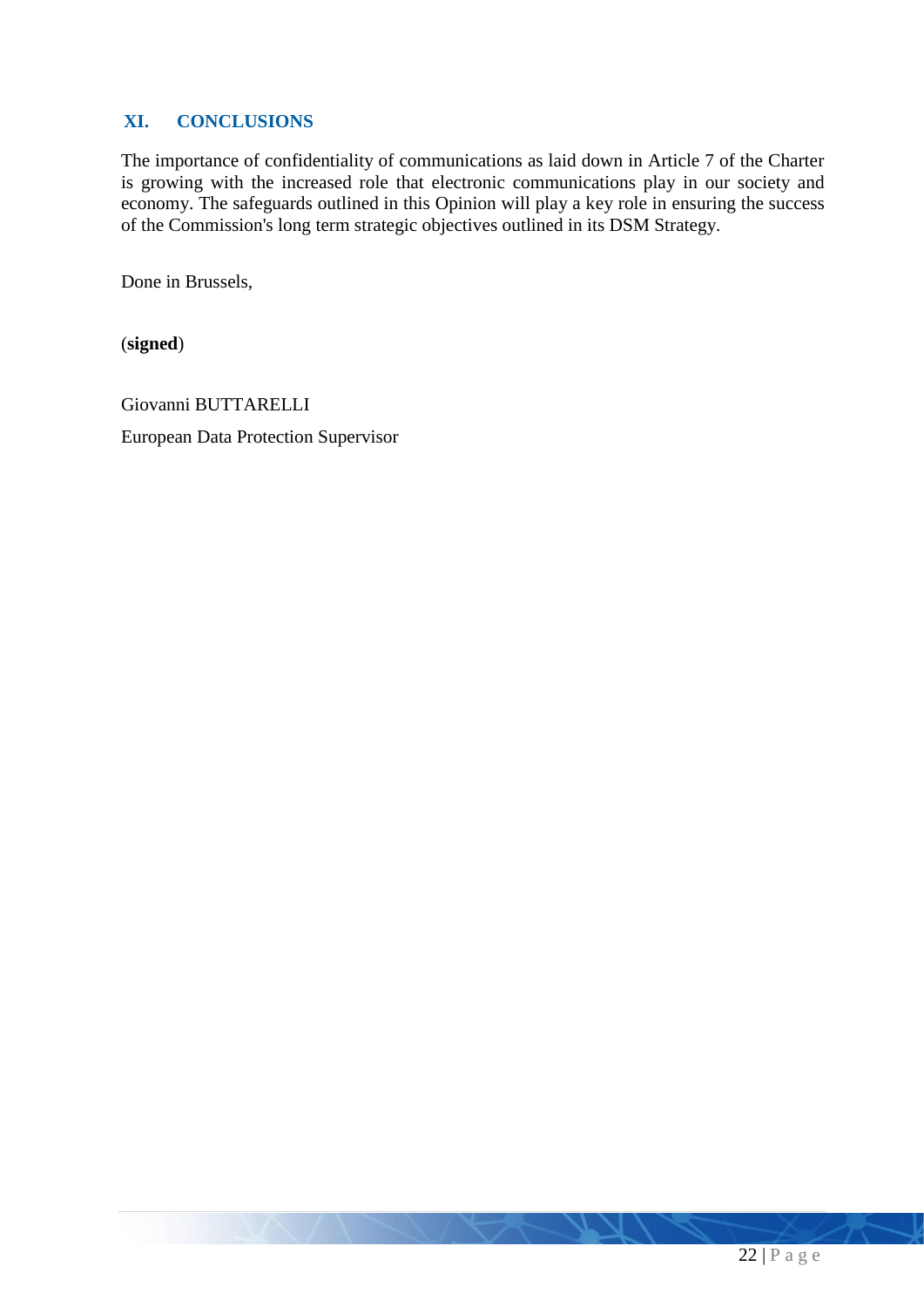## XI. CONCLUSIONS

The importance of confidentiality of communications as laid down in Article 7 of the Charter is growing with the increased role that electronic communications play in our society and economy. The safeguards outlined in this Opinion will play a key role in ensuring the success of the Commission's long term strategic objectives outlined in its DSM Strategy.

Done in Brussels,

(**signed**)

Giovanni BUTTARELLI

European Data Protection Supervisor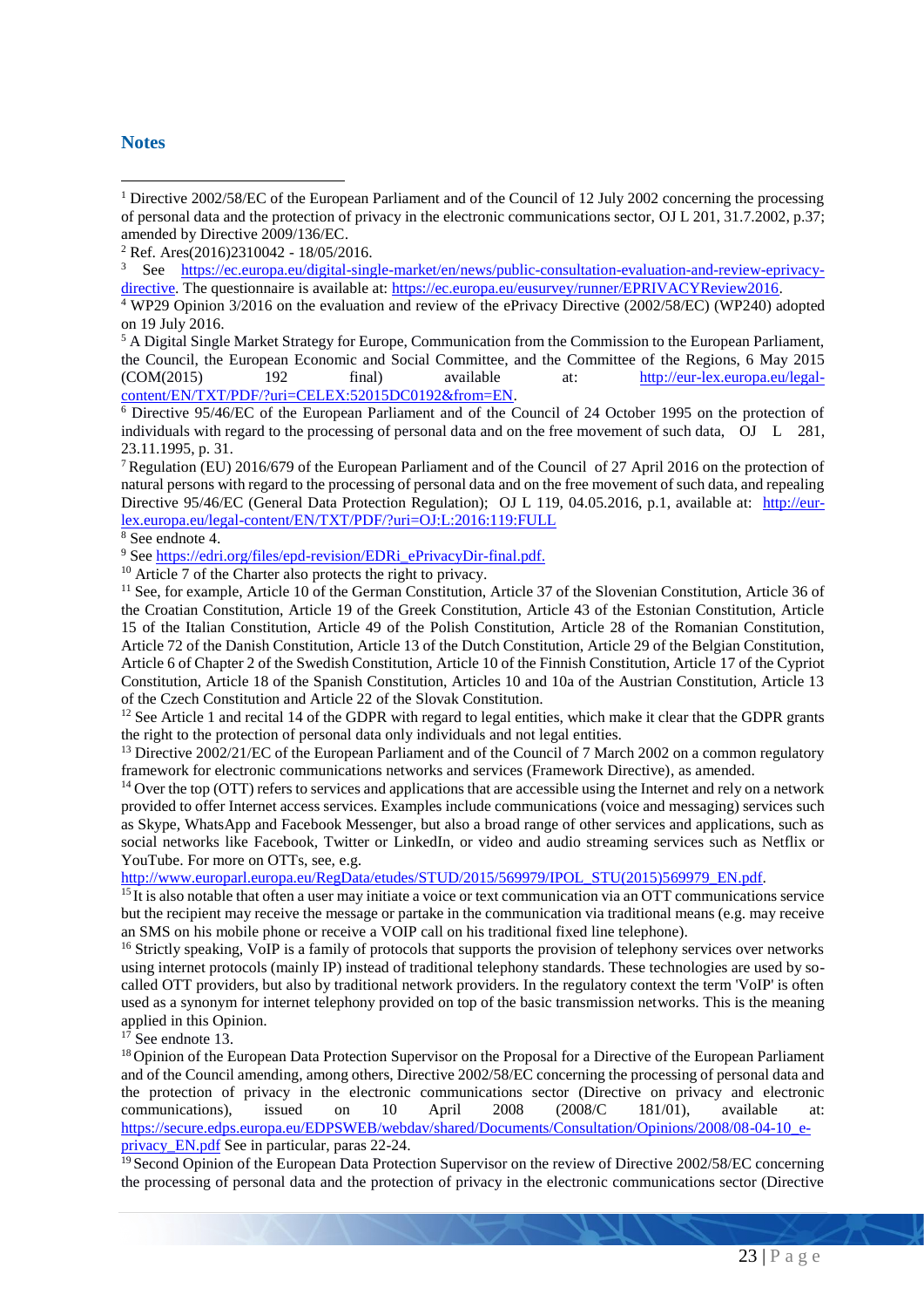## Notes

[1] Directive 2002/58/EC of the European Parliament and of the Council of 12 July 2002 concerning the processing of personal data and the protection of privacy in the electronic communications sector, OJ L 201, 31.7.2002, p.37; amended by Directive 2009/136/EC.

[2] Ref. Ares(2016)2310042 - 18/05/2016.

[3] See https://ec.europa.eu/digital-single-market/en/news/public-consultation-evaluation-and-review-eprivacy-directive. The questionnaire is available at: https://ec.europa.eu/eusurvey/runner/EPRIVACYReview2016.

[4] WP29 Opinion 3/2016 on the evaluation and review of the ePrivacy Directive (2002/58/EC) (WP240) adopted on 19 July 2016.

[5] A Digital Single Market Strategy for Europe, Communication from the Commission to the European Parliament, the Council, the European Economic and Social Committee, and the Committee of the Regions, 6 May 2015 (COM(2015) 192 final) available at: http://eur-lex.europa.eu/legal-content/EN/TXT/PDF/?uri=CELEX:52015DC0192&from=EN.

[6] Directive 95/46/EC of the European Parliament and of the Council of 24 October 1995 on the protection of individuals with regard to the processing of personal data and on the free movement of such data, OJ L 281, 23.11.1995, p. 31.

[7] Regulation (EU) 2016/679 of the European Parliament and of the Council of 27 April 2016 on the protection of natural persons with regard to the processing of personal data and on the free movement of such data, and repealing Directive 95/46/EC (General Data Protection Regulation); OJ L 119, 04.05.2016, p.1, available at: http://eur-lex.europa.eu/legal-content/EN/TXT/PDF/?uri=OJ:L:2016:119:FULL

[8] See endnote 4.

[9] See https://edri.org/files/epd-revision/EDRi_ePrivacyDir-final.pdf.

[10] Article 7 of the Charter also protects the right to privacy.

[11] See, for example, Article 10 of the German Constitution, Article 37 of the Slovenian Constitution, Article 36 of the Croatian Constitution, Article 19 of the Greek Constitution, Article 43 of the Estonian Constitution, Article 15 of the Italian Constitution, Article 49 of the Polish Constitution, Article 28 of the Romanian Constitution, Article 72 of the Danish Constitution, Article 13 of the Dutch Constitution, Article 29 of the Belgian Constitution, Article 6 of Chapter 2 of the Swedish Constitution, Article 10 of the Finnish Constitution, Article 17 of the Cypriot Constitution, Article 18 of the Spanish Constitution, Articles 10 and 10a of the Austrian Constitution, Article 13 of the Czech Constitution and Article 22 of the Slovak Constitution.

[12] See Article 1 and recital 14 of the GDPR with regard to legal entities, which make it clear that the GDPR grants the right to the protection of personal data only individuals and not legal entities.

[13] Directive 2002/21/EC of the European Parliament and of the Council of 7 March 2002 on a common regulatory framework for electronic communications networks and services (Framework Directive), as amended.

[14] Over the top (OTT) refers to services and applications that are accessible using the Internet and rely on a network provided to offer Internet access services. Examples include communications (voice and messaging) services such as Skype, WhatsApp and Facebook Messenger, but also a broad range of other services and applications, such as social networks like Facebook, Twitter or LinkedIn, or video and audio streaming services such as Netflix or YouTube. For more on OTTs, see, e.g. http://www.europarl.europa.eu/RegData/etudes/STUD/2015/569979/IPOL_STU(2015)569979_EN.pdf.

[15] It is also notable that often a user may initiate a voice or text communication via an OTT communications service but the recipient may receive the message or partake in the communication via traditional means (e.g. may receive an SMS on his mobile phone or receive a VOIP call on his traditional fixed line telephone).

[16] Strictly speaking, VoIP is a family of protocols that supports the provision of telephony services over networks using internet protocols (mainly IP) instead of traditional telephony standards. These technologies are used by so-called OTT providers, but also by traditional network providers. In the regulatory context the term 'VoIP' is often used as a synonym for internet telephony provided on top of the basic transmission networks. This is the meaning applied in this Opinion.

[17] See endnote 13.

[18] Opinion of the European Data Protection Supervisor on the Proposal for a Directive of the European Parliament and of the Council amending, among others, Directive 2002/58/EC concerning the processing of personal data and the protection of privacy in the electronic communications sector (Directive on privacy and electronic communications), issued on 10 April 2008 (2008/C 181/01), available at: https://secure.edps.europa.eu/EDPSWEB/webdav/shared/Documents/Consultation/Opinions/2008/08-04-10_e-privacy_EN.pdf See in particular, paras 22-24.

[19] Second Opinion of the European Data Protection Supervisor on the review of Directive 2002/58/EC concerning the processing of personal data and the protection of privacy in the electronic communications sector (Directive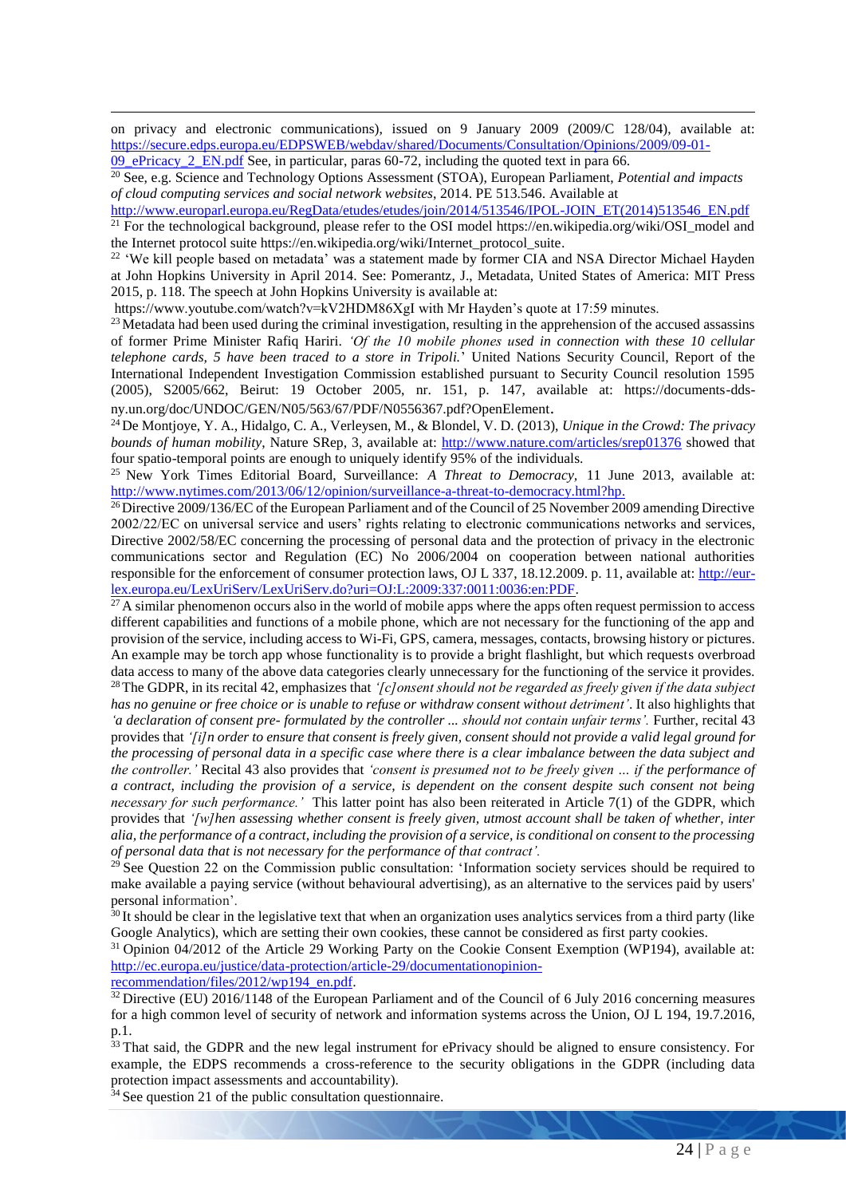on privacy and electronic communications), issued on 9 January 2009 (2009/C 128/04), available at: https://secure.edps.europa.eu/EDPSWEB/webdav/shared/Documents/Consultation/Opinions/2009/09-01-09_ePricacy_2_EN.pdf See, in particular, paras 60-72, including the quoted text in para 66.

[20] See, e.g. Science and Technology Options Assessment (STOA), European Parliament, *Potential and impacts of cloud computing services and social network websites*, 2014. PE 513.546. Available at http://www.europarl.europa.eu/RegData/etudes/etudes/join/2014/513546/IPOL-JOIN_ET(2014)513546_EN.pdf

[21] For the technological background, please refer to the OSI model https://en.wikipedia.org/wiki/OSI_model and the Internet protocol suite https://en.wikipedia.org/wiki/Internet_protocol_suite.

[22] 'We kill people based on metadata' was a statement made by former CIA and NSA Director Michael Hayden at John Hopkins University in April 2014. See: Pomerantz, J., Metadata, United States of America: MIT Press 2015, p. 118. The speech at John Hopkins University is available at: https://www.youtube.com/watch?v=kV2HDM86XgI with Mr Hayden's quote at 17:59 minutes.

[23] Metadata had been used during the criminal investigation, resulting in the apprehension of the accused assassins of former Prime Minister Rafiq Hariri. *'Of the 10 mobile phones used in connection with these 10 cellular telephone cards, 5 have been traced to a store in Tripoli.*' United Nations Security Council, Report of the International Independent Investigation Commission established pursuant to Security Council resolution 1595 (2005), S2005/662, Beirut: 19 October 2005, nr. 151, p. 147, available at: https://documents-dds-ny.un.org/doc/UNDOC/GEN/N05/563/67/PDF/N0556367.pdf?OpenElement.

[24] De Montjoye, Y. A., Hidalgo, C. A., Verleysen, M., & Blondel, V. D. (2013), *Unique in the Crowd: The privacy bounds of human mobility*, Nature SRep, 3, available at: http://www.nature.com/articles/srep01376 showed that four spatio-temporal points are enough to uniquely identify 95% of the individuals.

[25] New York Times Editorial Board, Surveillance: *A Threat to Democracy*, 11 June 2013, available at: http://www.nytimes.com/2013/06/12/opinion/surveillance-a-threat-to-democracy.html?hp.

[26] Directive 2009/136/EC of the European Parliament and of the Council of 25 November 2009 amending Directive 2002/22/EC on universal service and users' rights relating to electronic communications networks and services, Directive 2002/58/EC concerning the processing of personal data and the protection of privacy in the electronic communications sector and Regulation (EC) No 2006/2004 on cooperation between national authorities responsible for the enforcement of consumer protection laws, OJ L 337, 18.12.2009. p. 11, available at: http://eur-lex.europa.eu/LexUriServ/LexUriServ.do?uri=OJ:L:2009:337:0011:0036:en:PDF.

[27] A similar phenomenon occurs also in the world of mobile apps where the apps often request permission to access different capabilities and functions of a mobile phone, which are not necessary for the functioning of the app and provision of the service, including access to Wi-Fi, GPS, camera, messages, contacts, browsing history or pictures. An example may be torch app whose functionality is to provide a bright flashlight, but which requests overbroad data access to many of the above data categories clearly unnecessary for the functioning of the service it provides.

[28] The GDPR, in its recital 42, emphasizes that *'[c]onsent should not be regarded as freely given if the data subject has no genuine or free choice or is unable to refuse or withdraw consent without detriment'*. It also highlights that *'a declaration of consent pre- formulated by the controller ... should not contain unfair terms'.* Further, recital 43 provides that *'[i]n order to ensure that consent is freely given, consent should not provide a valid legal ground for the processing of personal data in a specific case where there is a clear imbalance between the data subject and the controller.'* Recital 43 also provides that *'consent is presumed not to be freely given ... if the performance of a contract, including the provision of a service, is dependent on the consent despite such consent not being necessary for such performance.'* This latter point has also been reiterated in Article 7(1) of the GDPR, which provides that *'[w]hen assessing whether consent is freely given, utmost account shall be taken of whether, inter alia, the performance of a contract, including the provision of a service, is conditional on consent to the processing of personal data that is not necessary for the performance of that contract'.*

[29] See Question 22 on the Commission public consultation: 'Information society services should be required to make available a paying service (without behavioural advertising), as an alternative to the services paid by users' personal information'.

[30] It should be clear in the legislative text that when an organization uses analytics services from a third party (like Google Analytics), which are setting their own cookies, these cannot be considered as first party cookies.

[31] Opinion 04/2012 of the Article 29 Working Party on the Cookie Consent Exemption (WP194), available at: http://ec.europa.eu/justice/data-protection/article-29/documentationopinion-recommendation/files/2012/wp194_en.pdf.

[32] Directive (EU) 2016/1148 of the European Parliament and of the Council of 6 July 2016 concerning measures for a high common level of security of network and information systems across the Union, OJ L 194, 19.7.2016, p.1.

[33] That said, the GDPR and the new legal instrument for ePrivacy should be aligned to ensure consistency. For example, the EDPS recommends a cross-reference to the security obligations in the GDPR (including data protection impact assessments and accountability).

[34] See question 21 of the public consultation questionnaire.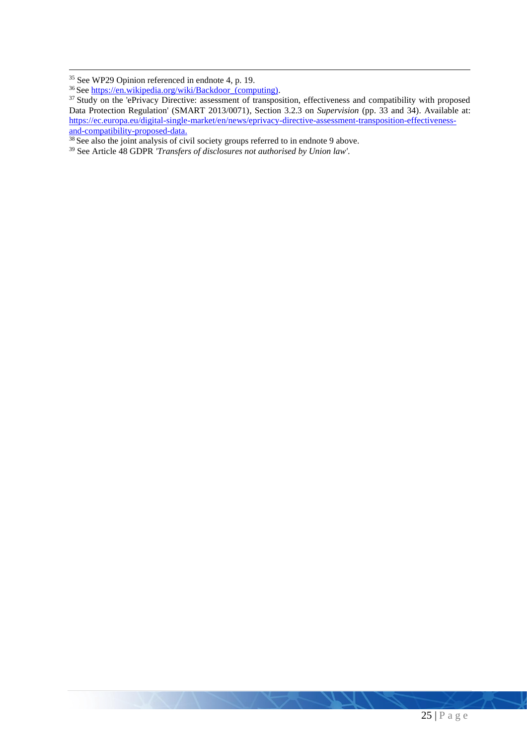[35] See WP29 Opinion referenced in endnote 4, p. 19.

[36] See [https://en.wikipedia.org/wiki/Backdoor_(computing)](https://en.wikipedia.org/wiki/Backdoor_(computing)).

[37] Study on the 'ePrivacy Directive: assessment of transposition, effectiveness and compatibility with proposed Data Protection Regulation' (SMART 2013/0071), Section 3.2.3 on *Supervision* (pp. 33 and 34). Available at: [https://ec.europa.eu/digital-single-market/en/news/eprivacy-directive-assessment-transposition-effectiveness-and-compatibility-proposed-data.](https://ec.europa.eu/digital-single-market/en/news/eprivacy-directive-assessment-transposition-effectiveness-and-compatibility-proposed-data)

[38] See also the joint analysis of civil society groups referred to in endnote 9 above.

[39] See Article 48 GDPR *'Transfers of disclosures not authorised by Union law'*.